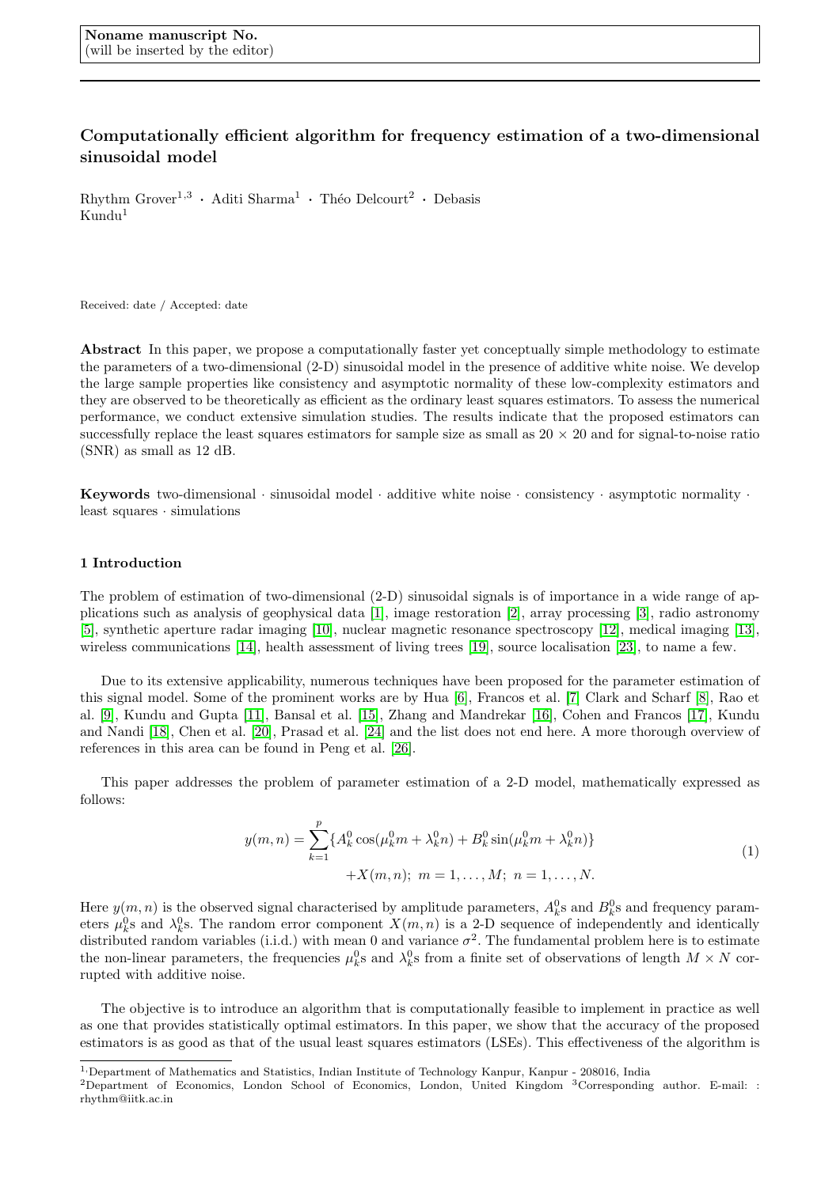Noname manuscript No.
(will be inserted by the editor)

# Computationally efficient algorithm for frequency estimation of a two-dimensional sinusoidal model

Rhythm Grover[1,3] · Aditi Sharma[1] · Théo Delcourt[2] · Debasis Kundu[1]

Received: date / Accepted: date

**Abstract** In this paper, we propose a computationally faster yet conceptually simple methodology to estimate the parameters of a two-dimensional (2-D) sinusoidal model in the presence of additive white noise. We develop the large sample properties like consistency and asymptotic normality of these low-complexity estimators and they are observed to be theoretically as efficient as the ordinary least squares estimators. To assess the numerical performance, we conduct extensive simulation studies. The results indicate that the proposed estimators can successfully replace the least squares estimators for sample size as small as $20 \times 20$ and for signal-to-noise ratio (SNR) as small as 12 dB.

**Keywords** two-dimensional · sinusoidal model · additive white noise · consistency · asymptotic normality · least squares · simulations

## 1 Introduction

The problem of estimation of two-dimensional (2-D) sinusoidal signals is of importance in a wide range of applications such as analysis of geophysical data [1], image restoration [2], array processing [3], radio astronomy [5], synthetic aperture radar imaging [10], nuclear magnetic resonance spectroscopy [12], medical imaging [13], wireless communications [14], health assessment of living trees [19], source localisation [23], to name a few.

Due to its extensive applicability, numerous techniques have been proposed for the parameter estimation of this signal model. Some of the prominent works are by Hua [6], Francos et al. [7] Clark and Scharf [8], Rao et al. [9], Kundu and Gupta [11], Bansal et al. [15], Zhang and Mandrekar [16], Cohen and Francos [17], Kundu and Nandi [18], Chen et al. [20], Prasad et al. [24] and the list does not end here. A more thorough overview of references in this area can be found in Peng et al. [26].

This paper addresses the problem of parameter estimation of a 2-D model, mathematically expressed as follows:

$$
\begin{aligned}
y(m,n) = \sum_{k=1}^{p} \{A_k^0 \cos(\mu_k^0 m + \lambda_k^0 n) + B_k^0 \sin(\mu_k^0 m + \lambda_k^0 n)\} \\
+ X(m,n);\ m = 1,\ldots,M;\ n = 1,\ldots,N.
\end{aligned}
\tag{1}
$$

Here $y(m,n)$ is the observed signal characterised by amplitude parameters, $A_k^0$s and $B_k^0$s and frequency parameters $\mu_k^0$s and $\lambda_k^0$s. The random error component $X(m,n)$ is a 2-D sequence of independently and identically distributed random variables (i.i.d.) with mean 0 and variance $\sigma^2$. The fundamental problem here is to estimate the non-linear parameters, the frequencies $\mu_k^0$s and $\lambda_k^0$s from a finite set of observations of length $M \times N$ corrupted with additive noise.

The objective is to introduce an algorithm that is computationally feasible to implement in practice as well as one that provides statistically optimal estimators. In this paper, we show that the accuracy of the proposed estimators is as good as that of the usual least squares estimators (LSEs). This effectiveness of the algorithm is

---

[1] Department of Mathematics and Statistics, Indian Institute of Technology Kanpur, Kanpur - 208016, India
[2] Department of Economics, London School of Economics, London, United Kingdom [3] Corresponding author. E-mail: : rhythm@iitk.ac.in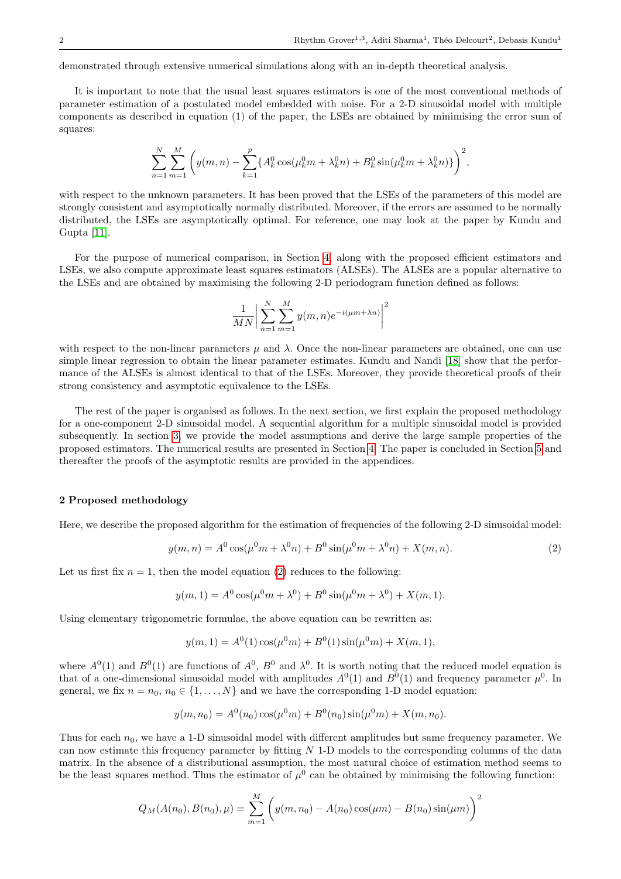demonstrated through extensive numerical simulations along with an in-depth theoretical analysis.

It is important to note that the usual least squares estimators is one of the most conventional methods of parameter estimation of a postulated model embedded with noise. For a 2-D sinusoidal model with multiple components as described in equation (1) of the paper, the LSEs are obtained by minimising the error sum of squares:

$$\sum_{n=1}^{N}\sum_{m=1}^{M}\left(y(m,n) - \sum_{k=1}^{p}\{A_k^0\cos(\mu_k^0 m + \lambda_k^0 n) + B_k^0\sin(\mu_k^0 m + \lambda_k^0 n)\}\right)^2,$$

with respect to the unknown parameters. It has been proved that the LSEs of the parameters of this model are strongly consistent and asymptotically normally distributed. Moreover, if the errors are assumed to be normally distributed, the LSEs are asymptotically optimal. For reference, one may look at the paper by Kundu and Gupta [11].

For the purpose of numerical comparison, in Section 4, along with the proposed efficient estimators and LSEs, we also compute approximate least squares estimators (ALSEs). The ALSEs are a popular alternative to the LSEs and are obtained by maximising the following 2-D periodogram function defined as follows:

$$\frac{1}{MN}\left|\sum_{n=1}^{N}\sum_{m=1}^{M} y(m,n)e^{-i(\mu m + \lambda n)}\right|^2$$

with respect to the non-linear parameters $\mu$ and $\lambda$. Once the non-linear parameters are obtained, one can use simple linear regression to obtain the linear parameter estimates. Kundu and Nandi [18] show that the performance of the ALSEs is almost identical to that of the LSEs. Moreover, they provide theoretical proofs of their strong consistency and asymptotic equivalence to the LSEs.

The rest of the paper is organised as follows. In the next section, we first explain the proposed methodology for a one-component 2-D sinusoidal model. A sequential algorithm for a multiple sinusoidal model is provided subsequently. In section 3, we provide the model assumptions and derive the large sample properties of the proposed estimators. The numerical results are presented in Section 4. The paper is concluded in Section 5 and thereafter the proofs of the asymptotic results are provided in the appendices.

## 2 Proposed methodology

Here, we describe the proposed algorithm for the estimation of frequencies of the following 2-D sinusoidal model:

$$y(m,n) = A^0\cos(\mu^0 m + \lambda^0 n) + B^0\sin(\mu^0 m + \lambda^0 n) + X(m,n). \tag{2}$$

Let us first fix $n = 1$, then the model equation (2) reduces to the following:

$$y(m,1) = A^0\cos(\mu^0 m + \lambda^0) + B^0\sin(\mu^0 m + \lambda^0) + X(m,1).$$

Using elementary trigonometric formulae, the above equation can be rewritten as:

$$y(m,1) = A^0(1)\cos(\mu^0 m) + B^0(1)\sin(\mu^0 m) + X(m,1),$$

where $A^0(1)$ and $B^0(1)$ are functions of $A^0$, $B^0$ and $\lambda^0$. It is worth noting that the reduced model equation is that of a one-dimensional sinusoidal model with amplitudes $A^0(1)$ and $B^0(1)$ and frequency parameter $\mu^0$. In general, we fix $n = n_0$, $n_0 \in \{1,\ldots,N\}$ and we have the corresponding 1-D model equation:

$$y(m,n_0) = A^0(n_0)\cos(\mu^0 m) + B^0(n_0)\sin(\mu^0 m) + X(m,n_0).$$

Thus for each $n_0$, we have a 1-D sinusoidal model with different amplitudes but same frequency parameter. We can now estimate this frequency parameter by fitting $N$ 1-D models to the corresponding columns of the data matrix. In the absence of a distributional assumption, the most natural choice of estimation method seems to be the least squares method. Thus the estimator of $\mu^0$ can be obtained by minimising the following function:

$$Q_M(A(n_0),B(n_0),\mu) = \sum_{m=1}^{M}\left(y(m,n_0) - A(n_0)\cos(\mu m) - B(n_0)\sin(\mu m)\right)^2$$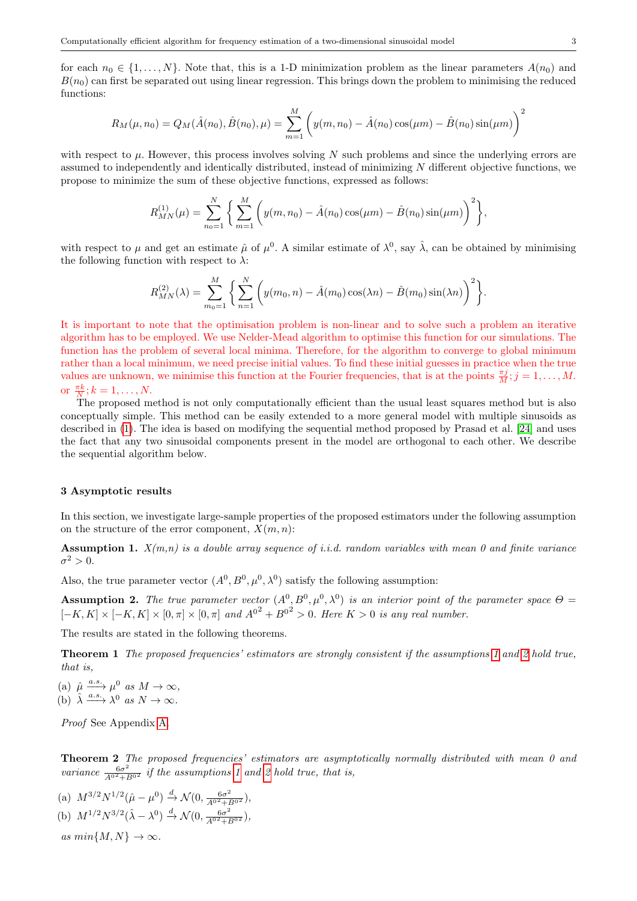for each $n_0 \in \{1, \ldots, N\}$. Note that, this is a 1-D minimization problem as the linear parameters $A(n_0)$ and $B(n_0)$ can first be separated out using linear regression. This brings down the problem to minimising the reduced functions:

$$R_M(\mu, n_0) = Q_M(\hat{A}(n_0), \hat{B}(n_0), \mu) = \sum_{m=1}^{M} \left( y(m, n_0) - \hat{A}(n_0)\cos(\mu m) - \hat{B}(n_0)\sin(\mu m) \right)^2$$

with respect to $\mu$. However, this process involves solving $N$ such problems and since the underlying errors are assumed to independently and identically distributed, instead of minimizing $N$ different objective functions, we propose to minimize the sum of these objective functions, expressed as follows:

$$R^{(1)}_{MN}(\mu) = \sum_{n_0=1}^{N} \left\{ \sum_{m=1}^{M} \left( y(m, n_0) - \hat{A}(n_0)\cos(\mu m) - \hat{B}(n_0)\sin(\mu m) \right)^2 \right\},$$

with respect to $\mu$ and get an estimate $\hat{\mu}$ of $\mu^0$. A similar estimate of $\lambda^0$, say $\hat{\lambda}$, can be obtained by minimising the following function with respect to $\lambda$:

$$R^{(2)}_{MN}(\lambda) = \sum_{m_0=1}^{M} \left\{ \sum_{n=1}^{N} \left( y(m_0, n) - \hat{A}(m_0)\cos(\lambda n) - \hat{B}(m_0)\sin(\lambda n) \right)^2 \right\}.$$

It is important to note that the optimisation problem is non-linear and to solve such a problem an iterative algorithm has to be employed. We use Nelder-Mead algorithm to optimise this function for our simulations. The function has the problem of several local minima. Therefore, for the algorithm to converge to global minimum rather than a local minimum, we need precise initial values. To find these initial guesses in practice when the true values are unknown, we minimise this function at the Fourier frequencies, that is at the points $\frac{\pi j}{M}; j = 1, \ldots, M$. or $\frac{\pi k}{N}; k = 1, \ldots, N$.

The proposed method is not only computationally efficient than the usual least squares method but is also conceptually simple. This method can be easily extended to a more general model with multiple sinusoids as described in (1). The idea is based on modifying the sequential method proposed by Prasad et al. [24] and uses the fact that any two sinusoidal components present in the model are orthogonal to each other. We describe the sequential algorithm below.

### 3 Asymptotic results

In this section, we investigate large-sample properties of the proposed estimators under the following assumption on the structure of the error component, $X(m, n)$:

**Assumption 1.** *X(m,n) is a double array sequence of i.i.d. random variables with mean 0 and finite variance* $\sigma^2 > 0$.

Also, the true parameter vector $(A^0, B^0, \mu^0, \lambda^0)$ satisfy the following assumption:

**Assumption 2.** *The true parameter vector* $(A^0, B^0, \mu^0, \lambda^0)$ *is an interior point of the parameter space* $\Theta = [-K, K] \times [-K, K] \times [0, \pi] \times [0, \pi]$ *and* ${A^0}^2 + {B^0}^2 > 0$. *Here* $K > 0$ *is any real number.*

The results are stated in the following theorems.

**Theorem 1** *The proposed frequencies' estimators are strongly consistent if the assumptions 1 and 2 hold true, that is,*

(a) $\hat{\mu} \xrightarrow{a.s.} \mu^0$ *as* $M \to \infty$,
(b) $\hat{\lambda} \xrightarrow{a.s.} \lambda^0$ *as* $N \to \infty$.

*Proof* See Appendix A.

**Theorem 2** *The proposed frequencies' estimators are asymptotically normally distributed with mean 0 and variance* $\frac{6\sigma^2}{{A^0}^2 + {B^0}^2}$ *if the assumptions 1 and 2 hold true, that is,*

(a) $M^{3/2}N^{1/2}(\hat{\mu} - \mu^0) \xrightarrow{d} \mathcal{N}(0, \frac{6\sigma^2}{{A^0}^2 + {B^0}^2})$,
(b) $M^{1/2}N^{3/2}(\hat{\lambda} - \lambda^0) \xrightarrow{d} \mathcal{N}(0, \frac{6\sigma^2}{{A^0}^2 + {B^0}^2})$,

*as* $min\{M, N\} \to \infty$.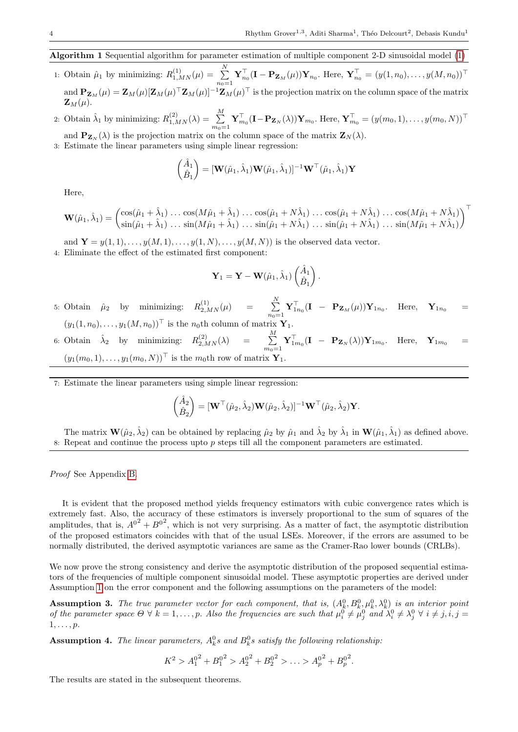**Algorithm 1** Sequential algorithm for parameter estimation of multiple component 2-D sinusoidal model (1)

1: Obtain $\hat{\mu}_1$ by minimizing: $R^{(1)}_{1,MN}(\mu) = \sum\limits_{n_0=1}^{N} \mathbf{Y}^\top_{n_0}(\mathbf{I} - \mathbf{P}_{\mathbf{Z}_M}(\mu))\mathbf{Y}_{n_0}$. Here, $\mathbf{Y}^\top_{n_0} = (y(1,n_0),\ldots,y(M,n_0))^\top$ and $\mathbf{P}_{\mathbf{Z}_M}(\mu) = \mathbf{Z}_M(\mu)[\mathbf{Z}_M(\mu)^\top\mathbf{Z}_M(\mu)]^{-1}\mathbf{Z}_M(\mu)^\top$ is the projection matrix on the column space of the matrix $\mathbf{Z}_M(\mu)$.

2: Obtain $\hat{\lambda}_1$ by minimizing: $R^{(2)}_{1,MN}(\lambda) = \sum\limits_{m_0=1}^{M} \mathbf{Y}^\top_{m_0}(\mathbf{I} - \mathbf{P}_{\mathbf{Z}_N}(\lambda))\mathbf{Y}_{m_0}$. Here, $\mathbf{Y}^\top_{m_0} = (y(m_0,1),\ldots,y(m_0,N))^\top$ and $\mathbf{P}_{\mathbf{Z}_N}(\lambda)$ is the projection matrix on the column space of the matrix $\mathbf{Z}_N(\lambda)$.

3: Estimate the linear parameters using simple linear regression:

$$\begin{pmatrix}\hat{A}_1\\ \hat{B}_1\end{pmatrix} = [\mathbf{W}(\hat{\mu}_1,\hat{\lambda}_1)\mathbf{W}(\hat{\mu}_1,\hat{\lambda}_1)]^{-1}\mathbf{W}^\top(\hat{\mu}_1,\hat{\lambda}_1)\mathbf{Y}$$

Here,

$$\mathbf{W}(\hat{\mu}_1,\hat{\lambda}_1) = \begin{pmatrix}\cos(\hat{\mu}_1+\hat{\lambda}_1)\ldots\cos(M\hat{\mu}_1+\hat{\lambda}_1)\ldots\cos(\hat{\mu}_1+N\hat{\lambda}_1)\ldots\cos(\hat{\mu}_1+N\hat{\lambda}_1)\ldots\cos(M\hat{\mu}_1+N\hat{\lambda}_1)\\ \sin(\hat{\mu}_1+\hat{\lambda}_1)\ldots\sin(M\hat{\mu}_1+\hat{\lambda}_1)\ldots\sin(\hat{\mu}_1+N\hat{\lambda}_1)\ldots\sin(\hat{\mu}_1+N\hat{\lambda}_1)\ldots\sin(M\hat{\mu}_1+N\hat{\lambda}_1)\end{pmatrix}^\top$$

and $\mathbf{Y} = y(1,1),\ldots,y(M,1),\ldots,y(1,N),\ldots,y(M,N))$ is the observed data vector.

4: Eliminate the effect of the estimated first component:

$$\mathbf{Y}_1 = \mathbf{Y} - \mathbf{W}(\hat{\mu}_1,\hat{\lambda}_1)\begin{pmatrix}\hat{A}_1\\ \hat{B}_1\end{pmatrix}.$$

5: Obtain $\hat{\mu}_2$ by minimizing: $R^{(1)}_{2,MN}(\mu) = \sum\limits_{n_0=1}^{N} \mathbf{Y}^\top_{1n_0}(\mathbf{I} - \mathbf{P}_{\mathbf{Z}_M}(\mu))\mathbf{Y}_{1n_0}$. Here, $\mathbf{Y}_{1n_0} = (y_1(1,n_0),\ldots,y_1(M,n_0))^\top$ is the $n_0$th column of matrix $\mathbf{Y}_1$.

6: Obtain $\hat{\lambda}_2$ by minimizing: $R^{(2)}_{2,MN}(\lambda) = \sum\limits_{m_0=1}^{M} \mathbf{Y}^\top_{1m_0}(\mathbf{I} - \mathbf{P}_{\mathbf{Z}_N}(\lambda))\mathbf{Y}_{1m_0}$. Here, $\mathbf{Y}_{1m_0} = (y_1(m_0,1),\ldots,y_1(m_0,N))^\top$ is the $m_0$th row of matrix $\mathbf{Y}_1$.

7: Estimate the linear parameters using simple linear regression:

$$\begin{pmatrix}\hat{A}_2\\ \hat{B}_2\end{pmatrix} = [\mathbf{W}^\top(\hat{\mu}_2,\hat{\lambda}_2)\mathbf{W}(\hat{\mu}_2,\hat{\lambda}_2)]^{-1}\mathbf{W}^\top(\hat{\mu}_2,\hat{\lambda}_2)\mathbf{Y}.$$

The matrix $\mathbf{W}(\hat{\mu}_2,\hat{\lambda}_2)$ can be obtained by replacing $\hat{\mu}_2$ by $\hat{\mu}_1$ and $\hat{\lambda}_2$ by $\hat{\lambda}_1$ in $\mathbf{W}(\hat{\mu}_1,\hat{\lambda}_1)$ as defined above.

8: Repeat and continue the process upto $p$ steps till all the component parameters are estimated.

*Proof* See Appendix B.

It is evident that the proposed method yields frequency estimators with cubic convergence rates which is extremely fast. Also, the accuracy of these estimators is inversely proportional to the sum of squares of the amplitudes, that is, ${A^0}^2 + {B^0}^2$, which is not very surprising. As a matter of fact, the asymptotic distribution of the proposed estimators coincides with that of the usual LSEs. Moreover, if the errors are assumed to be normally distributed, the derived asymptotic variances are same as the Cramer-Rao lower bounds (CRLBs).

We now prove the strong consistency and derive the asymptotic distribution of the proposed sequential estimators of the frequencies of multiple component sinusoidal model. These asymptotic properties are derived under Assumption 1 on the error component and the following assumptions on the parameters of the model:

**Assumption 3.** *The true parameter vector for each component, that is,* $(A^0_k, B^0_k, \mu^0_k, \lambda^0_k)$ *is an interior point of the parameter space* $\Theta\ \forall\ k = 1,\ldots,p$. *Also the frequencies are such that* $\mu^0_i \neq \mu^0_j$ *and* $\lambda^0_i \neq \lambda^0_j\ \forall\ i \neq j, i, j = 1,\ldots,p$.

**Assumption 4.** *The linear parameters,* $A^0_k$*s and* $B^0_k$*s satisfy the following relationship:*

$$K^2 > {A^0_1}^2 + {B^0_1}^2 > {A^0_2}^2 + {B^0_2}^2 > \ldots > {A^0_p}^2 + {B^0_p}^2.$$

The results are stated in the subsequent theorems.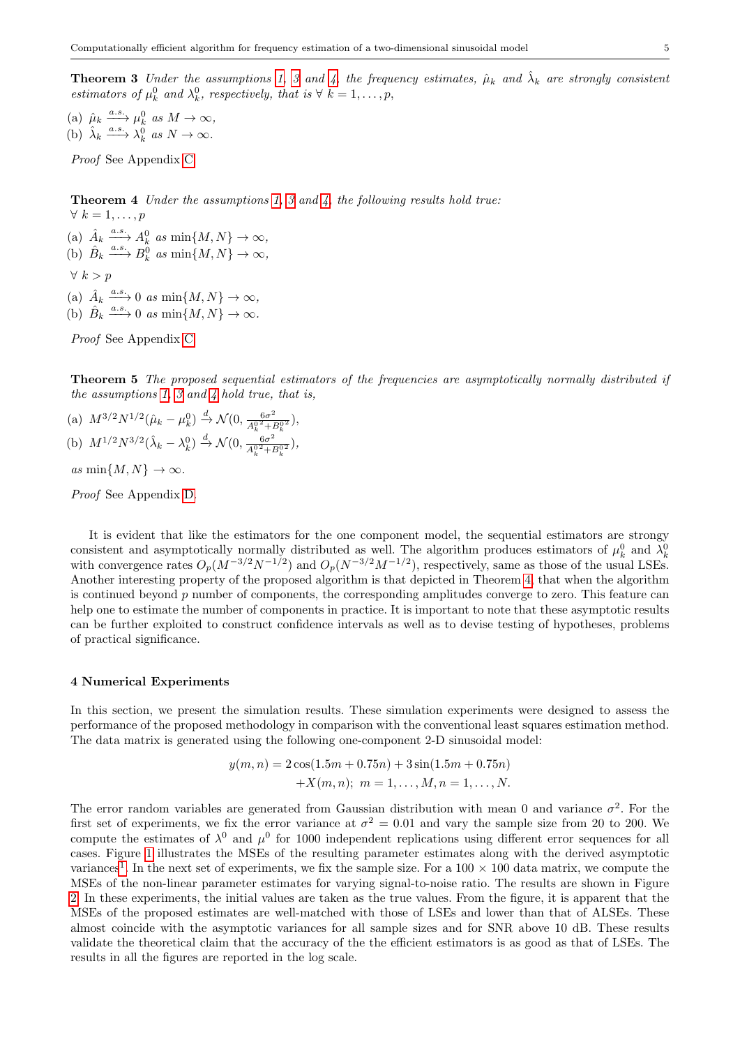**Theorem 3** *Under the assumptions 1, 3 and 4, the frequency estimates, $\hat{\mu}_k$ and $\hat{\lambda}_k$ are strongly consistent estimators of $\mu_k^0$ and $\lambda_k^0$, respectively, that is $\forall\ k = 1, \ldots, p$,*

(a) $\hat{\mu}_k \xrightarrow{a.s.} \mu_k^0$ *as* $M \to \infty$,
(b) $\hat{\lambda}_k \xrightarrow{a.s.} \lambda_k^0$ *as* $N \to \infty$.

*Proof* See Appendix C.

**Theorem 4** *Under the assumptions 1, 3 and 4, the following results hold true:*
$\forall\ k = 1, \ldots, p$

(a) $\hat{A}_k \xrightarrow{a.s.} A_k^0$ *as* $\min\{M, N\} \to \infty$,
(b) $\hat{B}_k \xrightarrow{a.s.} B_k^0$ *as* $\min\{M, N\} \to \infty$,

$\forall\ k > p$

(a) $\hat{A}_k \xrightarrow{a.s.} 0$ *as* $\min\{M, N\} \to \infty$,
(b) $\hat{B}_k \xrightarrow{a.s.} 0$ *as* $\min\{M, N\} \to \infty$.

*Proof* See Appendix C.

**Theorem 5** *The proposed sequential estimators of the frequencies are asymptotically normally distributed if the assumptions 1, 3 and 4 hold true, that is,*

(a) $M^{3/2}N^{1/2}(\hat{\mu}_k - \mu_k^0) \xrightarrow{d} \mathcal{N}(0, \frac{6\sigma^2}{A_k^{0\,2} + B_k^{0\,2}})$,
(b) $M^{1/2}N^{3/2}(\hat{\lambda}_k - \lambda_k^0) \xrightarrow{d} \mathcal{N}(0, \frac{6\sigma^2}{A_k^{0\,2} + B_k^{0\,2}})$,

*as* $\min\{M, N\} \to \infty$.

*Proof* See Appendix D.

It is evident that like the estimators for the one component model, the sequential estimators are strongy consistent and asymptotically normally distributed as well. The algorithm produces estimators of $\mu_k^0$ and $\lambda_k^0$ with convergence rates $O_p(M^{-3/2}N^{-1/2})$ and $O_p(N^{-3/2}M^{-1/2})$, respectively, same as those of the usual LSEs. Another interesting property of the proposed algorithm is that depicted in Theorem 4, that when the algorithm is continued beyond $p$ number of components, the corresponding amplitudes converge to zero. This feature can help one to estimate the number of components in practice. It is important to note that these asymptotic results can be further exploited to construct confidence intervals as well as to devise testing of hypotheses, problems of practical significance.

## 4 Numerical Experiments

In this section, we present the simulation results. These simulation experiments were designed to assess the performance of the proposed methodology in comparison with the conventional least squares estimation method. The data matrix is generated using the following one-component 2-D sinusoidal model:

$$y(m, n) = 2\cos(1.5m + 0.75n) + 3\sin(1.5m + 0.75n)$$
$$+X(m, n);\ m = 1, \ldots, M, n = 1, \ldots, N.$$

The error random variables are generated from Gaussian distribution with mean 0 and variance $\sigma^2$. For the first set of experiments, we fix the error variance at $\sigma^2 = 0.01$ and vary the sample size from 20 to 200. We compute the estimates of $\lambda^0$ and $\mu^0$ for 1000 independent replications using different error sequences for all cases. Figure 1 illustrates the MSEs of the resulting parameter estimates along with the derived asymptotic variances[1]. In the next set of experiments, we fix the sample size. For a 100 × 100 data matrix, we compute the MSEs of the non-linear parameter estimates for varying signal-to-noise ratio. The results are shown in Figure 2. In these experiments, the initial values are taken as the true values. From the figure, it is apparent that the MSEs of the proposed estimates are well-matched with those of LSEs and lower than that of ALSEs. These almost coincide with the asymptotic variances for all sample sizes and for SNR above 10 dB. These results validate the theoretical claim that the accuracy of the the efficient estimators is as good as that of LSEs. The results in all the figures are reported in the log scale.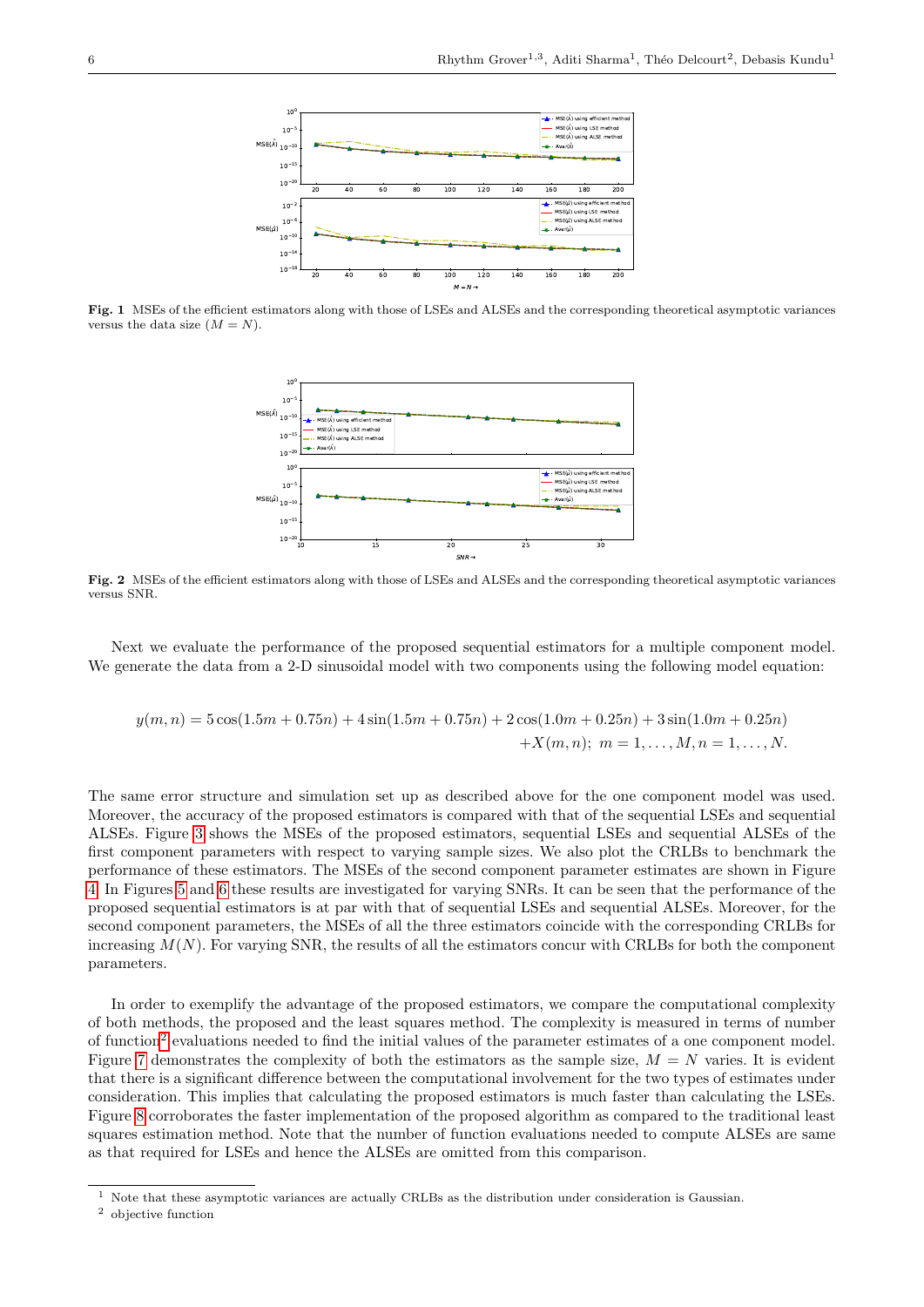**Fig. 1** MSEs of the efficient estimators along with those of LSEs and ALSEs and the corresponding theoretical asymptotic variances versus the data size ($M = N$).

**Fig. 2** MSEs of the efficient estimators along with those of LSEs and ALSEs and the corresponding theoretical asymptotic variances versus SNR.

Next we evaluate the performance of the proposed sequential estimators for a multiple component model. We generate the data from a 2-D sinusoidal model with two components using the following model equation:

$$y(m,n) = 5\cos(1.5m + 0.75n) + 4\sin(1.5m + 0.75n) + 2\cos(1.0m + 0.25n) + 3\sin(1.0m + 0.25n) \\ + X(m,n);\ m = 1,\ldots,M, n = 1,\ldots,N.$$

The same error structure and simulation set up as described above for the one component model was used. Moreover, the accuracy of the proposed estimators is compared with that of the sequential LSEs and sequential ALSEs. Figure 3 shows the MSEs of the proposed estimators, sequential LSEs and sequential ALSEs of the first component parameters with respect to varying sample sizes. We also plot the CRLBs to benchmark the performance of these estimators. The MSEs of the second component parameter estimates are shown in Figure 4. In Figures 5 and 6 these results are investigated for varying SNRs. It can be seen that the performance of the proposed sequential estimators is at par with that of sequential LSEs and sequential ALSEs. Moreover, for the second component parameters, the MSEs of all the three estimators coincide with the corresponding CRLBs for increasing $M(N)$. For varying SNR, the results of all the estimators concur with CRLBs for both the component parameters.

In order to exemplify the advantage of the proposed estimators, we compare the computational complexity of both methods, the proposed and the least squares method. The complexity is measured in terms of number of function[2] evaluations needed to find the initial values of the parameter estimates of a one component model. Figure 7 demonstrates the complexity of both the estimators as the sample size, $M = N$ varies. It is evident that there is a significant difference between the computational involvement for the two types of estimates under consideration. This implies that calculating the proposed estimators is much faster than calculating the LSEs. Figure 8 corroborates the faster implementation of the proposed algorithm as compared to the traditional least squares estimation method. Note that the number of function evaluations needed to compute ALSEs are same as that required for LSEs and hence the ALSEs are omitted from this comparison.

[1] Note that these asymptotic variances are actually CRLBs as the distribution under consideration is Gaussian.

[2] objective function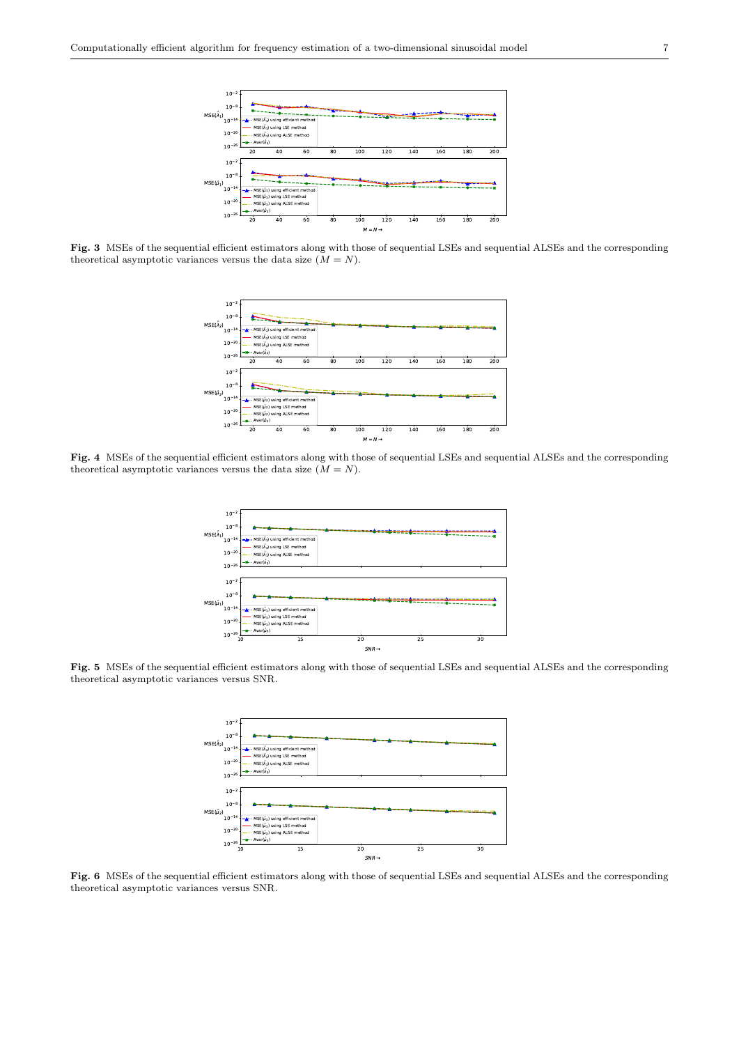**Fig. 3** MSEs of the sequential efficient estimators along with those of sequential LSEs and sequential ALSEs and the corresponding theoretical asymptotic variances versus the data size ($M = N$).

**Fig. 4** MSEs of the sequential efficient estimators along with those of sequential LSEs and sequential ALSEs and the corresponding theoretical asymptotic variances versus the data size ($M = N$).

**Fig. 5** MSEs of the sequential efficient estimators along with those of sequential LSEs and sequential ALSEs and the corresponding theoretical asymptotic variances versus SNR.

**Fig. 6** MSEs of the sequential efficient estimators along with those of sequential LSEs and sequential ALSEs and the corresponding theoretical asymptotic variances versus SNR.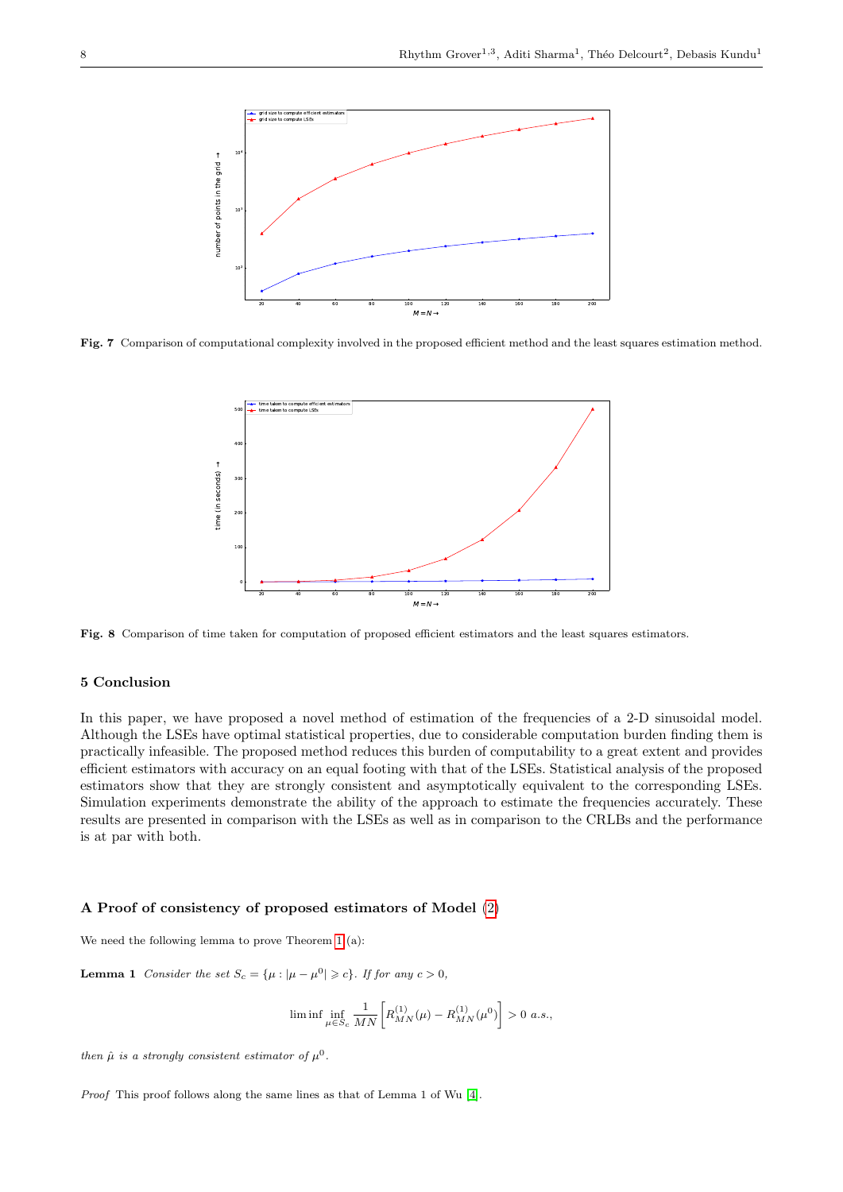Fig. 7 Comparison of computational complexity involved in the proposed efficient method and the least squares estimation method.

Fig. 8 Comparison of time taken for computation of proposed efficient estimators and the least squares estimators.

## 5 Conclusion

In this paper, we have proposed a novel method of estimation of the frequencies of a 2-D sinusoidal model. Although the LSEs have optimal statistical properties, due to considerable computation burden finding them is practically infeasible. The proposed method reduces this burden of computability to a great extent and provides efficient estimators with accuracy on an equal footing with that of the LSEs. Statistical analysis of the proposed estimators show that they are strongly consistent and asymptotically equivalent to the corresponding LSEs. Simulation experiments demonstrate the ability of the approach to estimate the frequencies accurately. These results are presented in comparison with the LSEs as well as in comparison to the CRLBs and the performance is at par with both.

## A Proof of consistency of proposed estimators of Model (2)

We need the following lemma to prove Theorem 1 (a):

**Lemma 1** *Consider the set $S_c = \{\mu : |\mu - \mu^0| \geqslant c\}$. If for any $c > 0$,*

$$\liminf \inf_{\mu \in S_c} \frac{1}{MN}\left[R^{(1)}_{MN}(\mu) - R^{(1)}_{MN}(\mu^0)\right] > 0 \text{ a.s.},$$

*then $\hat{\mu}$ is a strongly consistent estimator of $\mu^0$.*

*Proof* This proof follows along the same lines as that of Lemma 1 of Wu [4].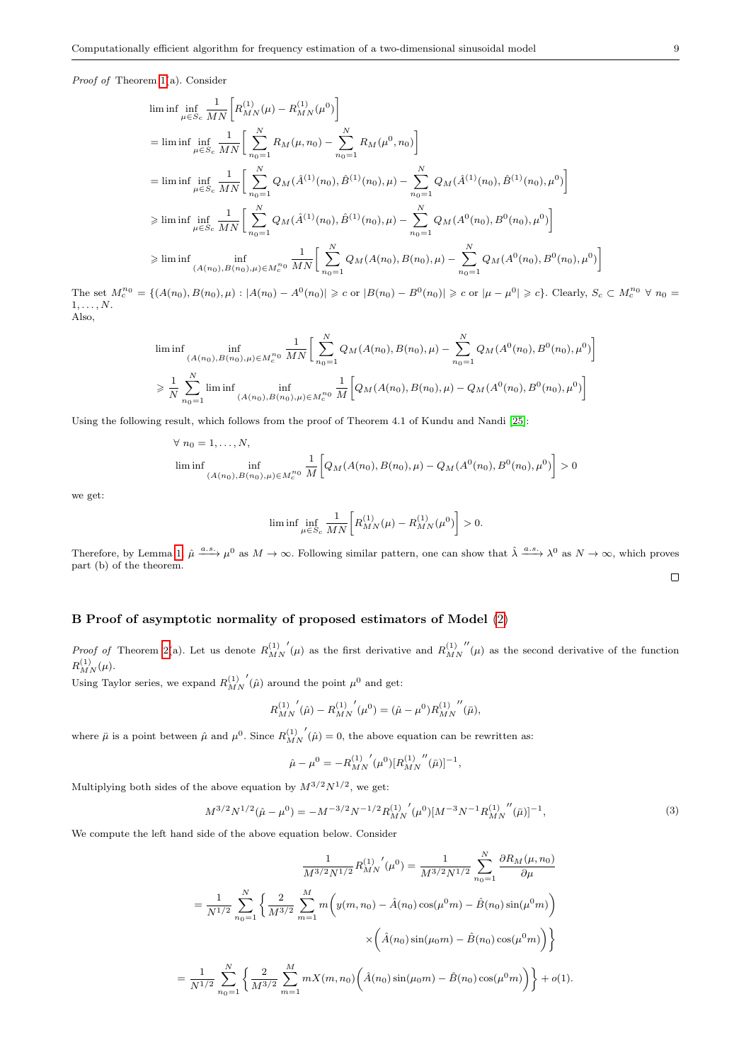*Proof of* Theorem 1(a). Consider

$$
\begin{aligned}
&\liminf \inf_{\mu \in S_c} \frac{1}{MN}\Big[R^{(1)}_{MN}(\mu) - R^{(1)}_{MN}(\mu^0)\Big] \\
&= \liminf \inf_{\mu \in S_c} \frac{1}{MN}\Big[\sum_{n_0=1}^{N} R_M(\mu, n_0) - \sum_{n_0=1}^{N} R_M(\mu^0, n_0)\Big] \\
&= \liminf \inf_{\mu \in S_c} \frac{1}{MN}\Big[\sum_{n_0=1}^{N} Q_M(\hat{A}^{(1)}(n_0), \hat{B}^{(1)}(n_0), \mu) - \sum_{n_0=1}^{N} Q_M(\hat{A}^{(1)}(n_0), \hat{B}^{(1)}(n_0), \mu^0)\Big] \\
&\geqslant \liminf \inf_{\mu \in S_c} \frac{1}{MN}\Big[\sum_{n_0=1}^{N} Q_M(\hat{A}^{(1)}(n_0), \hat{B}^{(1)}(n_0), \mu) - \sum_{n_0=1}^{N} Q_M(A^0(n_0), B^0(n_0), \mu^0)\Big] \\
&\geqslant \liminf \inf_{(A(n_0), B(n_0), \mu) \in M_c^{n_0}} \frac{1}{MN}\Big[\sum_{n_0=1}^{N} Q_M(A(n_0), B(n_0), \mu) - \sum_{n_0=1}^{N} Q_M(A^0(n_0), B^0(n_0), \mu^0)\Big]
\end{aligned}
$$

The set $M_c^{n_0} = \{(A(n_0), B(n_0), \mu) : |A(n_0) - A^0(n_0)| \geqslant c \text{ or } |B(n_0) - B^0(n_0)| \geqslant c \text{ or } |\mu - \mu^0| \geqslant c\}$. Clearly, $S_c \subset M_c^{n_0}\ \forall\ n_0 = 1, \ldots, N$.
Also,

$$
\begin{aligned}
&\liminf \inf_{(A(n_0), B(n_0), \mu) \in M_c^{n_0}} \frac{1}{MN}\Big[\sum_{n_0=1}^{N} Q_M(A(n_0), B(n_0), \mu) - \sum_{n_0=1}^{N} Q_M(A^0(n_0), B^0(n_0), \mu^0)\Big] \\
&\geqslant \frac{1}{N}\sum_{n_0=1}^{N} \liminf \inf_{(A(n_0), B(n_0), \mu) \in M_c^{n_0}} \frac{1}{M}\Big[Q_M(A(n_0), B(n_0), \mu) - Q_M(A^0(n_0), B^0(n_0), \mu^0)\Big]
\end{aligned}
$$

Using the following result, which follows from the proof of Theorem 4.1 of Kundu and Nandi [25]:

$$
\begin{aligned}
&\forall\ n_0 = 1, \ldots, N, \\
&\liminf \inf_{(A(n_0), B(n_0), \mu) \in M_c^{n_0}} \frac{1}{M}\Big[Q_M(A(n_0), B(n_0), \mu) - Q_M(A^0(n_0), B^0(n_0), \mu^0)\Big] > 0
\end{aligned}
$$

we get:

$$
\liminf \inf_{\mu \in S_c} \frac{1}{MN}\Big[R^{(1)}_{MN}(\mu) - R^{(1)}_{MN}(\mu^0)\Big] > 0.
$$

Therefore, by Lemma 1, $\hat{\mu} \xrightarrow{a.s.} \mu^0$ as $M \to \infty$. Following similar pattern, one can show that $\hat{\lambda} \xrightarrow{a.s.} \lambda^0$ as $N \to \infty$, which proves part (b) of the theorem. □

## B Proof of asymptotic normality of proposed estimators of Model (2)

*Proof of* Theorem 2(a). Let us denote ${R^{(1)}_{MN}}'(\mu)$ as the first derivative and ${R^{(1)}_{MN}}''(\mu)$ as the second derivative of the function $R^{(1)}_{MN}(\mu)$.
Using Taylor series, we expand ${R^{(1)}_{MN}}'(\hat{\mu})$ around the point $\mu^0$ and get:

$$
{R^{(1)}_{MN}}'(\hat{\mu}) - {R^{(1)}_{MN}}'(\mu^0) = (\hat{\mu} - \mu^0){R^{(1)}_{MN}}''(\bar{\mu}),
$$

where $\bar{\mu}$ is a point between $\hat{\mu}$ and $\mu^0$. Since ${R^{(1)}_{MN}}'(\hat{\mu}) = 0$, the above equation can be rewritten as:

$$
\hat{\mu} - \mu^0 = -{R^{(1)}_{MN}}'(\mu^0)[{R^{(1)}_{MN}}''(\bar{\mu})]^{-1},
$$

Multiplying both sides of the above equation by $M^{3/2}N^{1/2}$, we get:

$$
M^{3/2}N^{1/2}(\hat{\mu} - \mu^0) = -M^{-3/2}N^{-1/2}{R^{(1)}_{MN}}'(\mu^0)[M^{-3}N^{-1}{R^{(1)}_{MN}}''(\bar{\mu})]^{-1}, \tag{3}
$$

We compute the left hand side of the above equation below. Consider

$$
\begin{aligned}
\frac{1}{M^{3/2}N^{1/2}}{R^{(1)}_{MN}}'(\mu^0) &= \frac{1}{M^{3/2}N^{1/2}}\sum_{n_0=1}^{N}\frac{\partial R_M(\mu, n_0)}{\partial \mu} \\
= \frac{1}{N^{1/2}}\sum_{n_0=1}^{N}\Big\{\frac{2}{M^{3/2}}\sum_{m=1}^{M} m\Big(y(m, n_0) &- \hat{A}(n_0)\cos(\mu^0 m) - \hat{B}(n_0)\sin(\mu^0 m)\Big) \\
&\times\Big(\hat{A}(n_0)\sin(\mu_0 m) - \hat{B}(n_0)\cos(\mu^0 m)\Big)\Big\} \\
= \frac{1}{N^{1/2}}\sum_{n_0=1}^{N}\Big\{\frac{2}{M^{3/2}}\sum_{m=1}^{M} m X(m, n_0)&\Big(\hat{A}(n_0)\sin(\mu_0 m) - \hat{B}(n_0)\cos(\mu^0 m)\Big)\Big\} + o(1).
\end{aligned}
$$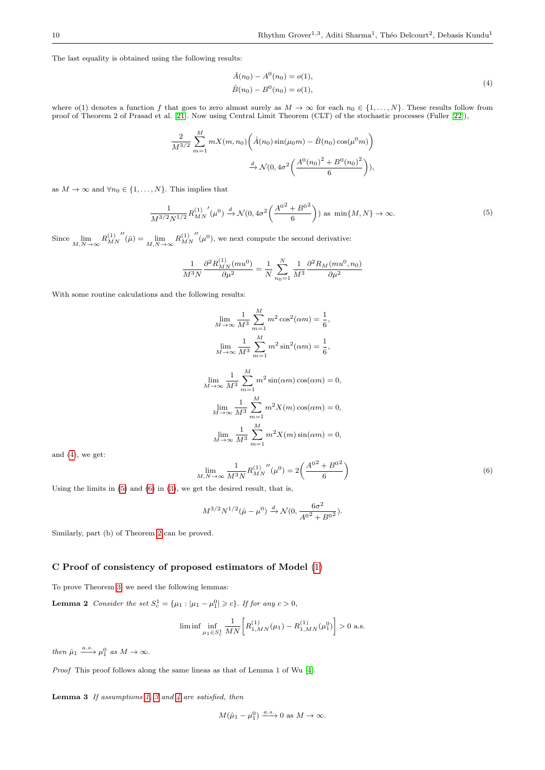The last equality is obtained using the following results:

$$
\begin{aligned}
\hat{A}(n_0) - A^0(n_0) &= o(1), \\
\hat{B}(n_0) - B^0(n_0) &= o(1),
\end{aligned}
\tag{4}
$$

where $o(1)$ denotes a function $f$ that goes to zero almost surely as $M \to \infty$ for each $n_0 \in \{1, \ldots, N\}$. These results follow from proof of Theorem 2 of Prasad et al. [21]. Now using Central Limit Theorem (CLT) of the stochastic processes (Fuller [22]),

$$
\frac{2}{M^{3/2}} \sum_{m=1}^{M} mX(m, n_0)\Big(\hat{A}(n_0)\sin(\mu_0 m) - \hat{B}(n_0)\cos(\mu^0 m)\Big)
$$
$$
\xrightarrow{d} \mathcal{N}(0, 4\sigma^2\Big(\frac{A^0(n_0)^2 + B^0(n_0)^2}{6}\Big)),
$$

as $M \to \infty$ and $\forall n_0 \in \{1, \ldots, N\}$. This implies that

$$
\frac{1}{M^{3/2}N^{1/2}} {R_{MN}^{(1)}}'(\mu^0) \xrightarrow{d} \mathcal{N}(0, 4\sigma^2\Big(\frac{{A^0}^2 + {B^0}^2}{6}\Big)) \text{ as } \min\{M, N\} \to \infty. \tag{5}
$$

Since $\lim\limits_{M,N\to\infty} {R_{MN}^{(1)}}''(\bar{\mu}) = \lim\limits_{M,N\to\infty} {R_{MN}^{(1)}}''(\mu^0)$, we next compute the second derivative:

$$
\frac{1}{M^3 N} \frac{\partial^2 R_{MN}^{(1)}(mu^0)}{\partial \mu^2} = \frac{1}{N} \sum_{n_0=1}^{N} \frac{1}{M^3} \frac{\partial^2 R_M(mu^0, n_0)}{\partial \mu^2}
$$

With some routine calculations and the following results:

$$
\lim_{M\to\infty} \frac{1}{M^3} \sum_{m=1}^{M} m^2 \cos^2(\alpha m) = \frac{1}{6},
$$

$$
\lim_{M\to\infty} \frac{1}{M^3} \sum_{m=1}^{M} m^2 \sin^2(\alpha m) = \frac{1}{6},
$$

$$
\lim_{M\to\infty} \frac{1}{M^3} \sum_{m=1}^{M} m^2 \sin(\alpha m)\cos(\alpha m) = 0,
$$

$$
\lim_{M\to\infty} \frac{1}{M^3} \sum_{m=1}^{M} m^2 X(m)\cos(\alpha m) = 0,
$$

$$
\lim_{M\to\infty} \frac{1}{M^3} \sum_{m=1}^{M} m^2 X(m)\sin(\alpha m) = 0,
$$

and (4), we get:

$$
\lim_{M,N\to\infty} \frac{1}{M^3 N} {R_{MN}^{(1)}}''(\mu^0) = 2\Big(\frac{{A^0}^2 + {B^0}^2}{6}\Big) \tag{6}
$$

Using the limits in (5) and (6) in (3), we get the desired result, that is,

$$
M^{3/2}N^{1/2}(\hat{\mu} - \mu^0) \xrightarrow{d} \mathcal{N}(0, \frac{6\sigma^2}{{A^0}^2 + {B^0}^2}).
$$

Similarly, part (b) of Theorem 2 can be proved.

## C Proof of consistency of proposed estimators of Model (1)

To prove Theorem 3, we need the following lemmas:

**Lemma 2** *Consider the set $S_c^1 = \{\mu_1 : |\mu_1 - \mu_1^0| \geqslant c\}$. If for any $c > 0$,*

$$
\liminf \inf_{\mu_1 \in S_c^1} \frac{1}{MN}\Big[R_{1,MN}^{(1)}(\mu_1) - R_{1,MN}^{(1)}(\mu_1^0)\Big] > 0 \text{ a.s.}
$$

*then $\hat{\mu}_1 \xrightarrow{a.s.} \mu_1^0$ as $M \to \infty$.*

*Proof* This proof follows along the same lineas as that of Lemma 1 of Wu [4].

**Lemma 3** *If assumptions 1, 3 and 4 are satisfied, then*

$$
M(\hat{\mu}_1 - \mu_1^0) \xrightarrow{a.s.} 0 \text{ as } M \to \infty.
$$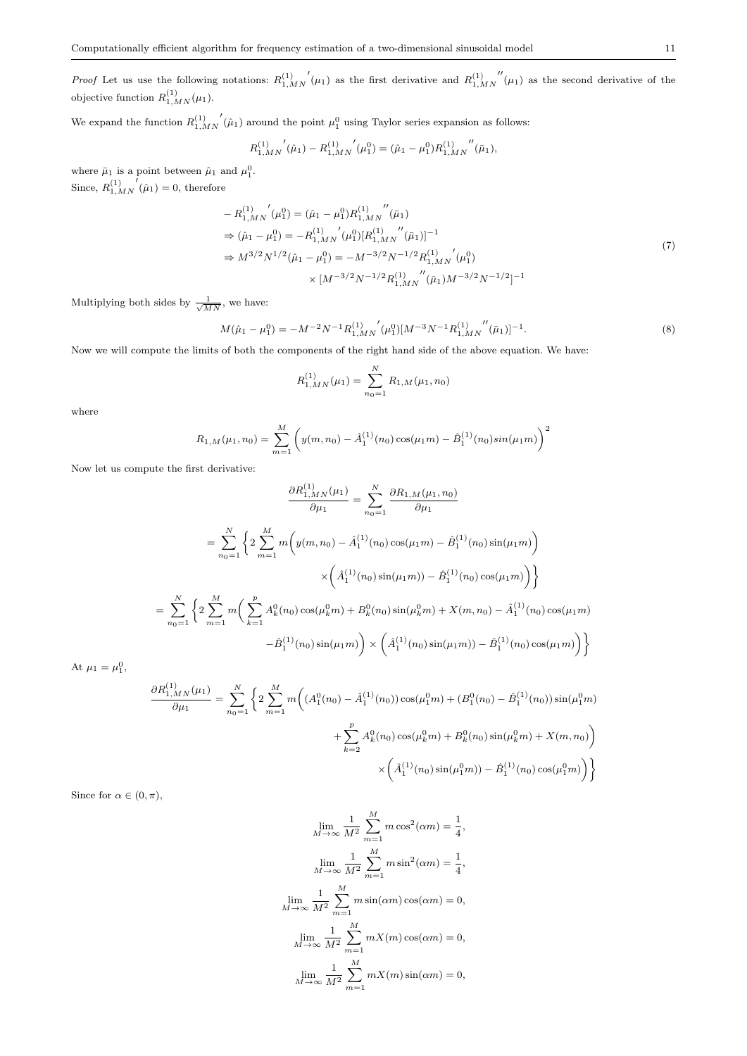*Proof* Let us use the following notations: ${R^{(1)}_{1,MN}}'(\mu_1)$ as the first derivative and ${R^{(1)}_{1,MN}}''(\mu_1)$ as the second derivative of the objective function $R^{(1)}_{1,MN}(\mu_1)$.

We expand the function ${R^{(1)}_{1,MN}}'(\hat{\mu}_1)$ around the point $\mu_1^0$ using Taylor series expansion as follows:

$$
{R^{(1)}_{1,MN}}'(\hat{\mu}_1) - {R^{(1)}_{1,MN}}'(\mu_1^0) = (\hat{\mu}_1 - \mu_1^0){R^{(1)}_{1,MN}}''(\bar{\mu}_1),
$$

where $\bar{\mu}_1$ is a point between $\hat{\mu}_1$ and $\mu_1^0$.
Since, ${R^{(1)}_{1,MN}}'(\hat{\mu}_1) = 0$, therefore

$$
\begin{aligned}
&- {R^{(1)}_{1,MN}}'(\mu_1^0) = (\hat{\mu}_1 - \mu_1^0){R^{(1)}_{1,MN}}''(\bar{\mu}_1) \\
&\Rightarrow (\hat{\mu}_1 - \mu_1^0) = -{R^{(1)}_{1,MN}}'(\mu_1^0)[{R^{(1)}_{1,MN}}''(\bar{\mu}_1)]^{-1} \\
&\Rightarrow M^{3/2}N^{1/2}(\hat{\mu}_1 - \mu_1^0) = -M^{-3/2}N^{-1/2}{R^{(1)}_{1,MN}}'(\mu_1^0) \\
&\qquad\qquad \times [M^{-3/2}N^{-1/2}{R^{(1)}_{1,MN}}''(\bar{\mu}_1)M^{-3/2}N^{-1/2}]^{-1}
\end{aligned}
\tag{7}
$$

Multiplying both sides by $\frac{1}{\sqrt{MN}}$, we have:

$$
M(\hat{\mu}_1 - \mu_1^0) = -M^{-2}N^{-1}{R^{(1)}_{1,MN}}'(\mu_1^0)[M^{-3}N^{-1}{R^{(1)}_{1,MN}}''(\bar{\mu}_1)]^{-1}. \tag{8}
$$

Now we will compute the limits of both the components of the right hand side of the above equation. We have:

$$
R^{(1)}_{1,MN}(\mu_1) = \sum_{n_0=1}^{N} R_{1,M}(\mu_1, n_0)
$$

where

$$
R_{1,M}(\mu_1, n_0) = \sum_{m=1}^{M}\Big(y(m,n_0) - \hat{A}_1^{(1)}(n_0)\cos(\mu_1 m) - \hat{B}_1^{(1)}(n_0) sin(\mu_1 m)\Big)^2
$$

Now let us compute the first derivative:

$$
\begin{aligned}
\frac{\partial R^{(1)}_{1,MN}(\mu_1)}{\partial \mu_1} &= \sum_{n_0=1}^{N} \frac{\partial R_{1,M}(\mu_1, n_0)}{\partial \mu_1} \\
&= \sum_{n_0=1}^{N}\Big\{2\sum_{m=1}^{M} m\Big(y(m,n_0) - \hat{A}_1^{(1)}(n_0)\cos(\mu_1 m) - \hat{B}_1^{(1)}(n_0)\sin(\mu_1 m)\Big) \\
&\qquad \times\Big(\hat{A}_1^{(1)}(n_0)\sin(\mu_1 m)) - \hat{B}_1^{(1)}(n_0)\cos(\mu_1 m)\Big)\Big\} \\
&= \sum_{n_0=1}^{N}\Big\{2\sum_{m=1}^{M} m\Big(\sum_{k=1}^{p} A_k^0(n_0)\cos(\mu_k^0 m) + B_k^0(n_0)\sin(\mu_k^0 m) + X(m,n_0) - \hat{A}_1^{(1)}(n_0)\cos(\mu_1 m) \\
&\qquad - \hat{B}_1^{(1)}(n_0)\sin(\mu_1 m)\Big) \times \Big(\hat{A}_1^{(1)}(n_0)\sin(\mu_1 m)) - \hat{B}_1^{(1)}(n_0)\cos(\mu_1 m)\Big)\Big\}
\end{aligned}
$$

At $\mu_1 = \mu_1^0$,

$$
\begin{aligned}
\frac{\partial R^{(1)}_{1,MN}(\mu_1)}{\partial \mu_1} &= \sum_{n_0=1}^{N}\Big\{2\sum_{m=1}^{M} m\Big((A_1^0(n_0) - \hat{A}_1^{(1)}(n_0))\cos(\mu_1^0 m) + (B_1^0(n_0) - \hat{B}_1^{(1)}(n_0))\sin(\mu_1^0 m) \\
&\qquad + \sum_{k=2}^{p} A_k^0(n_0)\cos(\mu_k^0 m) + B_k^0(n_0)\sin(\mu_k^0 m) + X(m,n_0)\Big) \\
&\qquad \times\Big(\hat{A}_1^{(1)}(n_0)\sin(\mu_1^0 m)) - \hat{B}_1^{(1)}(n_0)\cos(\mu_1^0 m)\Big)\Big\}
\end{aligned}
$$

Since for $\alpha \in (0, \pi)$,

$$
\begin{aligned}
\lim_{M\to\infty} \frac{1}{M^2}\sum_{m=1}^{M} m\cos^2(\alpha m) &= \frac{1}{4}, \\
\lim_{M\to\infty} \frac{1}{M^2}\sum_{m=1}^{M} m\sin^2(\alpha m) &= \frac{1}{4}, \\
\lim_{M\to\infty} \frac{1}{M^2}\sum_{m=1}^{M} m\sin(\alpha m)\cos(\alpha m) &= 0, \\
\lim_{M\to\infty} \frac{1}{M^2}\sum_{m=1}^{M} mX(m)\cos(\alpha m) &= 0, \\
\lim_{M\to\infty} \frac{1}{M^2}\sum_{m=1}^{M} mX(m)\sin(\alpha m) &= 0,
\end{aligned}
$$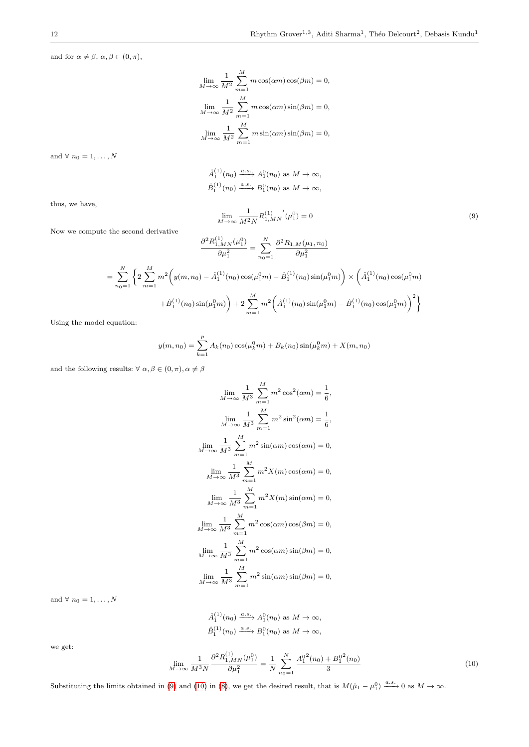and for $\alpha \neq \beta$, $\alpha, \beta \in (0, \pi)$,

$$\lim_{M\to\infty} \frac{1}{M^2} \sum_{m=1}^{M} m \cos(\alpha m)\cos(\beta m) = 0,$$

$$\lim_{M\to\infty} \frac{1}{M^2} \sum_{m=1}^{M} m \cos(\alpha m)\sin(\beta m) = 0,$$

$$\lim_{M\to\infty} \frac{1}{M^2} \sum_{m=1}^{M} m \sin(\alpha m)\sin(\beta m) = 0,$$

and $\forall\ n_0 = 1, \ldots, N$

$$\hat{A}_1^{(1)}(n_0) \xrightarrow{a.s.} A_1^0(n_0) \text{ as } M \to \infty,$$
$$\hat{B}_1^{(1)}(n_0) \xrightarrow{a.s.} B_1^0(n_0) \text{ as } M \to \infty,$$

thus, we have,

$$\lim_{M\to\infty} \frac{1}{M^2 N} {R_{1,MN}^{(1)}}'(\mu_1^0) = 0 \tag{9}$$

Now we compute the second derivative

$$\frac{\partial^2 R_{1,MN}^{(1)}(\mu_1^0)}{\partial \mu_1^2} = \sum_{n_0=1}^{N} \frac{\partial^2 R_{1,M}(\mu_1, n_0)}{\partial \mu_1^2}$$

$$= \sum_{n_0=1}^{N} \Bigg\{ 2\sum_{m=1}^{M} m^2 \Big( y(m,n_0) - \hat{A}_1^{(1)}(n_0)\cos(\mu_1^0 m) - \hat{B}_1^{(1)}(n_0)\sin(\mu_1^0 m) \Big) \times \Big( \hat{A}_1^{(1)}(n_0)\cos(\mu_1^0 m) + \hat{B}_1^{(1)}(n_0)\sin(\mu_1^0 m) \Big) + 2\sum_{m=1}^{M} m^2 \Big( \hat{A}_1^{(1)}(n_0)\sin(\mu_1^0 m) - \hat{B}_1^{(1)}(n_0)\cos(\mu_1^0 m) \Big)^2 \Bigg\}$$

Using the model equation:

$$y(m, n_0) = \sum_{k=1}^{p} A_k(n_0)\cos(\mu_k^0 m) + B_k(n_0)\sin(\mu_k^0 m) + X(m, n_0)$$

and the following results: $\forall\ \alpha, \beta \in (0, \pi), \alpha \neq \beta$

$$\lim_{M\to\infty} \frac{1}{M^3} \sum_{m=1}^{M} m^2 \cos^2(\alpha m) = \frac{1}{6},$$

$$\lim_{M\to\infty} \frac{1}{M^3} \sum_{m=1}^{M} m^2 \sin^2(\alpha m) = \frac{1}{6},$$

$$\lim_{M\to\infty} \frac{1}{M^3} \sum_{m=1}^{M} m^2 \sin(\alpha m)\cos(\alpha m) = 0,$$

$$\lim_{M\to\infty} \frac{1}{M^3} \sum_{m=1}^{M} m^2 X(m)\cos(\alpha m) = 0,$$

$$\lim_{M\to\infty} \frac{1}{M^3} \sum_{m=1}^{M} m^2 X(m)\sin(\alpha m) = 0,$$

$$\lim_{M\to\infty} \frac{1}{M^3} \sum_{m=1}^{M} m^2 \cos(\alpha m)\cos(\beta m) = 0,$$

$$\lim_{M\to\infty} \frac{1}{M^3} \sum_{m=1}^{M} m^2 \cos(\alpha m)\sin(\beta m) = 0,$$

$$\lim_{M\to\infty} \frac{1}{M^3} \sum_{m=1}^{M} m^2 \sin(\alpha m)\sin(\beta m) = 0,$$

and $\forall\ n_0 = 1, \ldots, N$

$$\hat{A}_1^{(1)}(n_0) \xrightarrow{a.s.} A_1^0(n_0) \text{ as } M \to \infty,$$
$$\hat{B}_1^{(1)}(n_0) \xrightarrow{a.s.} B_1^0(n_0) \text{ as } M \to \infty,$$

we get:

$$\lim_{M\to\infty} \frac{1}{M^3 N} \frac{\partial^2 R_{1,MN}^{(1)}(\mu_1^0)}{\partial \mu_1^2} = \frac{1}{N} \sum_{n_0=1}^{N} \frac{{A_1^0}^2(n_0) + {B_1^0}^2(n_0)}{3} \tag{10}$$

Substituting the limits obtained in (9) and (10) in (8), we get the desired result, that is $M(\hat{\mu}_1 - \mu_1^0) \xrightarrow{a.s.} 0$ as $M \to \infty$.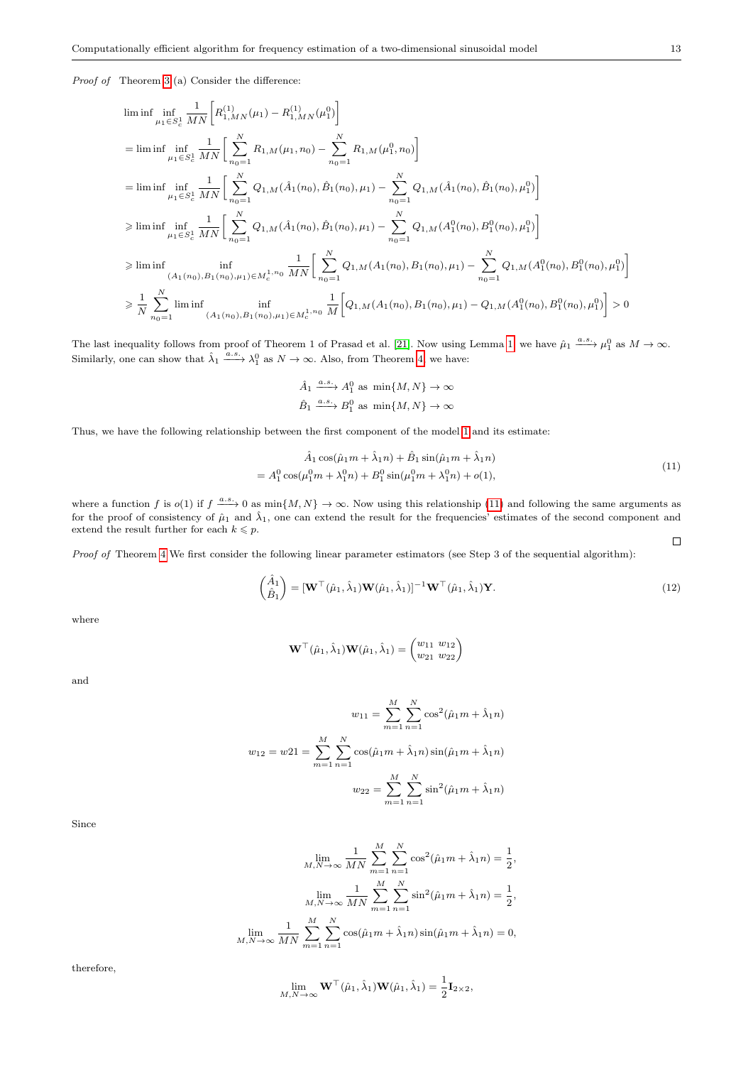*Proof of* Theorem 3 (a) Consider the difference:

$$
\begin{aligned}
&\liminf \inf_{\mu_1 \in S_c^1} \frac{1}{MN}\left[R_{1,MN}^{(1)}(\mu_1) - R_{1,MN}^{(1)}(\mu_1^0)\right] \\
&= \liminf \inf_{\mu_1 \in S_c^1} \frac{1}{MN}\left[\sum_{n_0=1}^{N} R_{1,M}(\mu_1, n_0) - \sum_{n_0=1}^{N} R_{1,M}(\mu_1^0, n_0)\right] \\
&= \liminf \inf_{\mu_1 \in S_c^1} \frac{1}{MN}\left[\sum_{n_0=1}^{N} Q_{1,M}(\hat{A}_1(n_0), \hat{B}_1(n_0), \mu_1) - \sum_{n_0=1}^{N} Q_{1,M}(\hat{A}_1(n_0), \hat{B}_1(n_0), \mu_1^0)\right] \\
&\geqslant \liminf \inf_{\mu_1 \in S_c^1} \frac{1}{MN}\left[\sum_{n_0=1}^{N} Q_{1,M}(\hat{A}_1(n_0), \hat{B}_1(n_0), \mu_1) - \sum_{n_0=1}^{N} Q_{1,M}(A_1^0(n_0), B_1^0(n_0), \mu_1^0)\right] \\
&\geqslant \liminf \inf_{(A_1(n_0), B_1(n_0), \mu_1) \in M_c^{1,n_0}} \frac{1}{MN}\left[\sum_{n_0=1}^{N} Q_{1,M}(A_1(n_0), B_1(n_0), \mu_1) - \sum_{n_0=1}^{N} Q_{1,M}(A_1^0(n_0), B_1^0(n_0), \mu_1^0)\right] \\
&\geqslant \frac{1}{N}\sum_{n_0=1}^{N} \liminf \inf_{(A_1(n_0), B_1(n_0), \mu_1) \in M_c^{1,n_0}} \frac{1}{M}\left[Q_{1,M}(A_1(n_0), B_1(n_0), \mu_1) - Q_{1,M}(A_1^0(n_0), B_1^0(n_0), \mu_1^0)\right] > 0
\end{aligned}
$$

The last inequality follows from proof of Theorem 1 of Prasad et al. [21]. Now using Lemma 1, we have $\hat{\mu}_1 \xrightarrow{a.s.} \mu_1^0$ as $M \to \infty$. Similarly, one can show that $\hat{\lambda}_1 \xrightarrow{a.s.} \lambda_1^0$ as $N \to \infty$. Also, from Theorem 4, we have:

$$
\begin{aligned}
\hat{A}_1 &\xrightarrow{a.s.} A_1^0 \text{ as } \min\{M, N\} \to \infty \\
\hat{B}_1 &\xrightarrow{a.s.} B_1^0 \text{ as } \min\{M, N\} \to \infty
\end{aligned}
$$

Thus, we have the following relationship between the first component of the model 1 and its estimate:

$$
\begin{aligned}
&\hat{A}_1 \cos(\hat{\mu}_1 m + \hat{\lambda}_1 n) + \hat{B}_1 \sin(\hat{\mu}_1 m + \hat{\lambda}_1 n) \\
&= A_1^0 \cos(\mu_1^0 m + \lambda_1^0 n) + B_1^0 \sin(\mu_1^0 m + \lambda_1^0 n) + o(1),
\end{aligned}
\tag{11}
$$

where a function $f$ is $o(1)$ if $f \xrightarrow{a.s.} 0$ as $\min\{M, N\} \to \infty$. Now using this relationship (11) and following the same arguments as for the proof of consistency of $\hat{\mu}_1$ and $\hat{\lambda}_1$, one can extend the result for the frequencies' estimates of the second component and extend the result further for each $k \leqslant p$. □

*Proof of* Theorem 4 We first consider the following linear parameter estimators (see Step 3 of the sequential algorithm):

$$
\begin{pmatrix} \hat{A}_1 \\ \hat{B}_1 \end{pmatrix} = [\mathbf{W}^\top(\hat{\mu}_1, \hat{\lambda}_1)\mathbf{W}(\hat{\mu}_1, \hat{\lambda}_1)]^{-1}\mathbf{W}^\top(\hat{\mu}_1, \hat{\lambda}_1)\mathbf{Y}. \tag{12}
$$

where

$$
\mathbf{W}^\top(\hat{\mu}_1, \hat{\lambda}_1)\mathbf{W}(\hat{\mu}_1, \hat{\lambda}_1) = \begin{pmatrix} w_{11} & w_{12} \\ w_{21} & w_{22} \end{pmatrix}
$$

and

$$
\begin{aligned}
w_{11} &= \sum_{m=1}^{M}\sum_{n=1}^{N} \cos^2(\hat{\mu}_1 m + \hat{\lambda}_1 n) \\
w_{12} = w21 &= \sum_{m=1}^{M}\sum_{n=1}^{N} \cos(\hat{\mu}_1 m + \hat{\lambda}_1 n)\sin(\hat{\mu}_1 m + \hat{\lambda}_1 n) \\
w_{22} &= \sum_{m=1}^{M}\sum_{n=1}^{N} \sin^2(\hat{\mu}_1 m + \hat{\lambda}_1 n)
\end{aligned}
$$

Since

$$
\begin{aligned}
\lim_{M,N\to\infty} \frac{1}{MN}\sum_{m=1}^{M}\sum_{n=1}^{N} \cos^2(\hat{\mu}_1 m + \hat{\lambda}_1 n) &= \frac{1}{2}, \\
\lim_{M,N\to\infty} \frac{1}{MN}\sum_{m=1}^{M}\sum_{n=1}^{N} \sin^2(\hat{\mu}_1 m + \hat{\lambda}_1 n) &= \frac{1}{2}, \\
\lim_{M,N\to\infty} \frac{1}{MN}\sum_{m=1}^{M}\sum_{n=1}^{N} \cos(\hat{\mu}_1 m + \hat{\lambda}_1 n)\sin(\hat{\mu}_1 m + \hat{\lambda}_1 n) &= 0,
\end{aligned}
$$

therefore,

$$
\lim_{M,N\to\infty} \mathbf{W}^\top(\hat{\mu}_1, \hat{\lambda}_1)\mathbf{W}(\hat{\mu}_1, \hat{\lambda}_1) = \frac{1}{2}\mathbf{I}_{2\times 2},
$$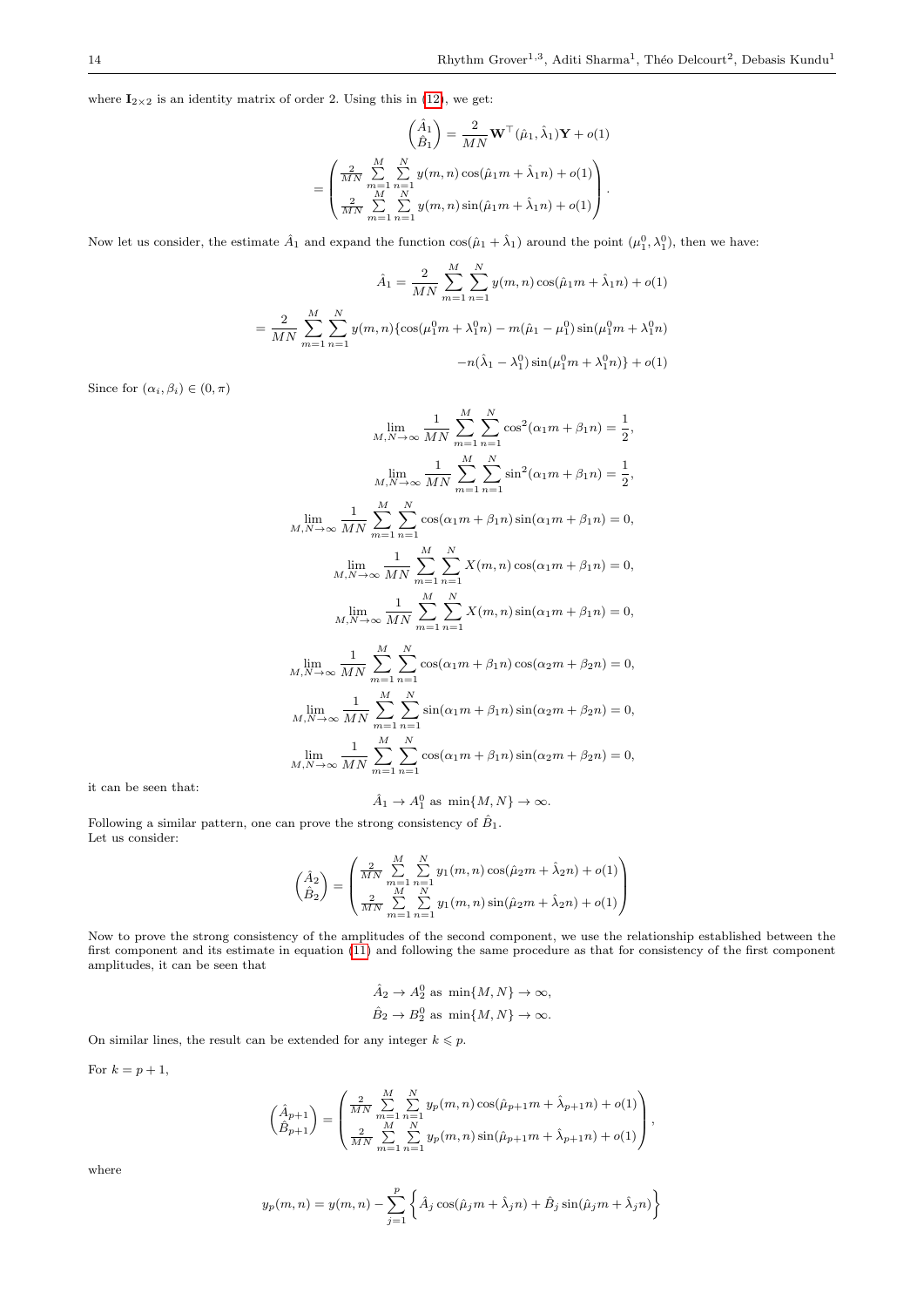where $\mathbf{I}_{2\times 2}$ is an identity matrix of order 2. Using this in (12), we get:

$$\begin{pmatrix} \hat{A}_1 \\ \hat{B}_1 \end{pmatrix} = \frac{2}{MN}\mathbf{W}^\top(\hat{\mu}_1, \hat{\lambda}_1)\mathbf{Y} + o(1)$$

$$= \begin{pmatrix} \frac{2}{MN}\sum\limits_{m=1}^{M}\sum\limits_{n=1}^{N} y(m,n)\cos(\hat{\mu}_1 m + \hat{\lambda}_1 n) + o(1) \\ \frac{2}{MN}\sum\limits_{m=1}^{M}\sum\limits_{n=1}^{N} y(m,n)\sin(\hat{\mu}_1 m + \hat{\lambda}_1 n) + o(1) \end{pmatrix}.$$

Now let us consider, the estimate $\hat{A}_1$ and expand the function $\cos(\hat{\mu}_1 + \hat{\lambda}_1)$ around the point $(\mu_1^0, \lambda_1^0)$, then we have:

$$\hat{A}_1 = \frac{2}{MN}\sum_{m=1}^{M}\sum_{n=1}^{N} y(m,n)\cos(\hat{\mu}_1 m + \hat{\lambda}_1 n) + o(1)$$

$$= \frac{2}{MN}\sum_{m=1}^{M}\sum_{n=1}^{N} y(m,n)\{\cos(\mu_1^0 m + \lambda_1^0 n) - m(\hat{\mu}_1 - \mu_1^0)\sin(\mu_1^0 m + \lambda_1^0 n)$$
$$- n(\hat{\lambda}_1 - \lambda_1^0)\sin(\mu_1^0 m + \lambda_1^0 n)\} + o(1)$$

Since for $(\alpha_i, \beta_i) \in (0, \pi)$

$$\lim_{M,N\to\infty} \frac{1}{MN}\sum_{m=1}^{M}\sum_{n=1}^{N} \cos^2(\alpha_1 m + \beta_1 n) = \frac{1}{2},$$

$$\lim_{M,N\to\infty} \frac{1}{MN}\sum_{m=1}^{M}\sum_{n=1}^{N} \sin^2(\alpha_1 m + \beta_1 n) = \frac{1}{2},$$

$$\lim_{M,N\to\infty} \frac{1}{MN}\sum_{m=1}^{M}\sum_{n=1}^{N} \cos(\alpha_1 m + \beta_1 n)\sin(\alpha_1 m + \beta_1 n) = 0,$$

$$\lim_{M,N\to\infty} \frac{1}{MN}\sum_{m=1}^{M}\sum_{n=1}^{N} X(m,n)\cos(\alpha_1 m + \beta_1 n) = 0,$$

$$\lim_{M,N\to\infty} \frac{1}{MN}\sum_{m=1}^{M}\sum_{n=1}^{N} X(m,n)\sin(\alpha_1 m + \beta_1 n) = 0,$$

$$\lim_{M,N\to\infty} \frac{1}{MN}\sum_{m=1}^{M}\sum_{n=1}^{N} \cos(\alpha_1 m + \beta_1 n)\cos(\alpha_2 m + \beta_2 n) = 0,$$

$$\lim_{M,N\to\infty} \frac{1}{MN}\sum_{m=1}^{M}\sum_{n=1}^{N} \sin(\alpha_1 m + \beta_1 n)\sin(\alpha_2 m + \beta_2 n) = 0,$$

$$\lim_{M,N\to\infty} \frac{1}{MN}\sum_{m=1}^{M}\sum_{n=1}^{N} \cos(\alpha_1 m + \beta_1 n)\sin(\alpha_2 m + \beta_2 n) = 0,$$

it can be seen that:

$$\hat{A}_1 \to A_1^0 \text{ as } \min\{M,N\} \to \infty.$$

Following a similar pattern, one can prove the strong consistency of $\hat{B}_1$.
Let us consider:

$$\begin{pmatrix} \hat{A}_2 \\ \hat{B}_2 \end{pmatrix} = \begin{pmatrix} \frac{2}{MN}\sum\limits_{m=1}^{M}\sum\limits_{n=1}^{N} y_1(m,n)\cos(\hat{\mu}_2 m + \hat{\lambda}_2 n) + o(1) \\ \frac{2}{MN}\sum\limits_{m=1}^{M}\sum\limits_{n=1}^{N} y_1(m,n)\sin(\hat{\mu}_2 m + \hat{\lambda}_2 n) + o(1) \end{pmatrix}$$

Now to prove the strong consistency of the amplitudes of the second component, we use the relationship established between the first component and its estimate in equation (11) and following the same procedure as that for consistency of the first component amplitudes, it can be seen that

$$\hat{A}_2 \to A_2^0 \text{ as } \min\{M,N\} \to \infty,$$
$$\hat{B}_2 \to B_2^0 \text{ as } \min\{M,N\} \to \infty.$$

On similar lines, the result can be extended for any integer $k \leqslant p$.

For $k = p+1$,

$$\begin{pmatrix} \hat{A}_{p+1} \\ \hat{B}_{p+1} \end{pmatrix} = \begin{pmatrix} \frac{2}{MN}\sum\limits_{m=1}^{M}\sum\limits_{n=1}^{N} y_p(m,n)\cos(\hat{\mu}_{p+1} m + \hat{\lambda}_{p+1} n) + o(1) \\ \frac{2}{MN}\sum\limits_{m=1}^{M}\sum\limits_{n=1}^{N} y_p(m,n)\sin(\hat{\mu}_{p+1} m + \hat{\lambda}_{p+1} n) + o(1) \end{pmatrix},$$

where

$$y_p(m,n) = y(m,n) - \sum_{j=1}^{p}\left\{\hat{A}_j\cos(\hat{\mu}_j m + \hat{\lambda}_j n) + \hat{B}_j\sin(\hat{\mu}_j m + \hat{\lambda}_j n)\right\}$$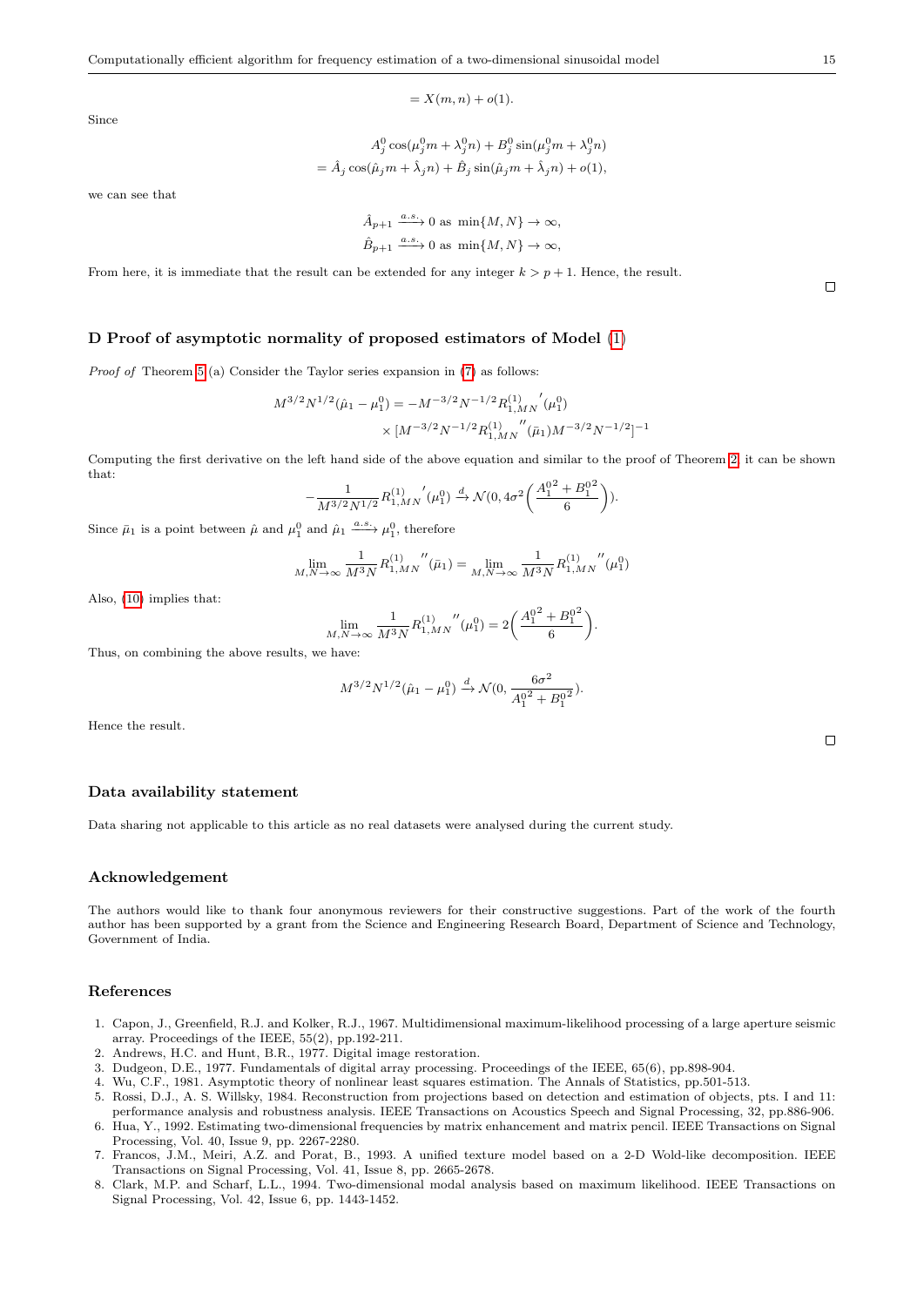$$= X(m,n) + o(1).$$

Since

$$A_j^0 \cos(\mu_j^0 m + \lambda_j^0 n) + B_j^0 \sin(\mu_j^0 m + \lambda_j^0 n)$$
$$= \hat{A}_j \cos(\hat{\mu}_j m + \hat{\lambda}_j n) + \hat{B}_j \sin(\hat{\mu}_j m + \hat{\lambda}_j n) + o(1),$$

we can see that

$$\hat{A}_{p+1} \xrightarrow{a.s.} 0 \text{ as } \min\{M,N\} \to \infty,$$
$$\hat{B}_{p+1} \xrightarrow{a.s.} 0 \text{ as } \min\{M,N\} \to \infty,$$

From here, it is immediate that the result can be extended for any integer $k > p+1$. Hence, the result.

□

## D Proof of asymptotic normality of proposed estimators of Model (1)

*Proof of* Theorem 5 (a) Consider the Taylor series expansion in (7) as follows:

$$M^{3/2}N^{1/2}(\hat{\mu}_1 - \mu_1^0) = -M^{-3/2}N^{-1/2}{R_{1,MN}^{(1)}}'(\mu_1^0)$$
$$\times [M^{-3/2}N^{-1/2}{R_{1,MN}^{(1)}}''(\bar{\mu}_1)M^{-3/2}N^{-1/2}]^{-1}$$

Computing the first derivative on the left hand side of the above equation and similar to the proof of Theorem 2, it can be shown that:

$$-\frac{1}{M^{3/2}N^{1/2}}{R_{1,MN}^{(1)}}'(\mu_1^0) \xrightarrow{d} \mathcal{N}(0, 4\sigma^2\Big(\frac{{A_1^0}^2 + {B_1^0}^2}{6}\Big)).$$

Since $\bar{\mu}_1$ is a point between $\hat{\mu}$ and $\mu_1^0$ and $\hat{\mu}_1 \xrightarrow{a.s.} \mu_1^0$, therefore

$$\lim_{M,N\to\infty} \frac{1}{M^3N}{R_{1,MN}^{(1)}}''(\bar{\mu}_1) = \lim_{M,N\to\infty} \frac{1}{M^3N}{R_{1,MN}^{(1)}}''(\mu_1^0)$$

Also, (10) implies that:

$$\lim_{M,N\to\infty} \frac{1}{M^3N}{R_{1,MN}^{(1)}}''(\mu_1^0) = 2\Big(\frac{{A_1^0}^2 + {B_1^0}^2}{6}\Big).$$

Thus, on combining the above results, we have:

$$M^{3/2}N^{1/2}(\hat{\mu}_1 - \mu_1^0) \xrightarrow{d} \mathcal{N}(0, \frac{6\sigma^2}{{A_1^0}^2 + {B_1^0}^2}).$$

Hence the result.

□

### Data availability statement

Data sharing not applicable to this article as no real datasets were analysed during the current study.

### Acknowledgement

The authors would like to thank four anonymous reviewers for their constructive suggestions. Part of the work of the fourth author has been supported by a grant from the Science and Engineering Research Board, Department of Science and Technology, Government of India.

### References

1. Capon, J., Greenfield, R.J. and Kolker, R.J., 1967. Multidimensional maximum-likelihood processing of a large aperture seismic array. Proceedings of the IEEE, 55(2), pp.192-211.
2. Andrews, H.C. and Hunt, B.R., 1977. Digital image restoration.
3. Dudgeon, D.E., 1977. Fundamentals of digital array processing. Proceedings of the IEEE, 65(6), pp.898-904.
4. Wu, C.F., 1981. Asymptotic theory of nonlinear least squares estimation. The Annals of Statistics, pp.501-513.
5. Rossi, D.J., A. S. Willsky, 1984. Reconstruction from projections based on detection and estimation of objects, pts. I and 11: performance analysis and robustness analysis. IEEE Transactions on Acoustics Speech and Signal Processing, 32, pp.886-906.
6. Hua, Y., 1992. Estimating two-dimensional frequencies by matrix enhancement and matrix pencil. IEEE Transactions on Signal Processing, Vol. 40, Issue 9, pp. 2267-2280.
7. Francos, J.M., Meiri, A.Z. and Porat, B., 1993. A unified texture model based on a 2-D Wold-like decomposition. IEEE Transactions on Signal Processing, Vol. 41, Issue 8, pp. 2665-2678.
8. Clark, M.P. and Scharf, L.L., 1994. Two-dimensional modal analysis based on maximum likelihood. IEEE Transactions on Signal Processing, Vol. 42, Issue 6, pp. 1443-1452.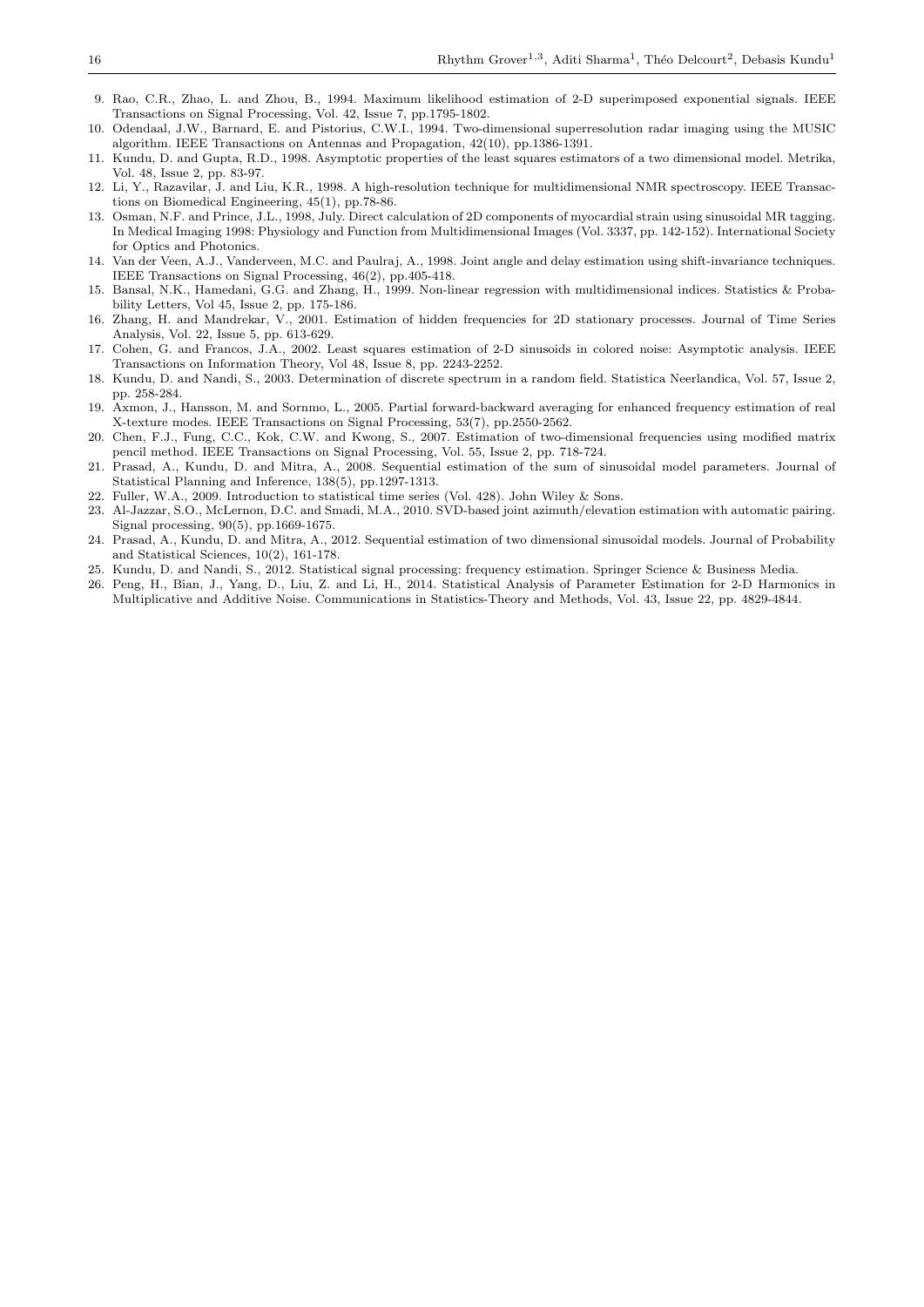9. Rao, C.R., Zhao, L. and Zhou, B., 1994. Maximum likelihood estimation of 2-D superimposed exponential signals. IEEE Transactions on Signal Processing, Vol. 42, Issue 7, pp.1795-1802.
10. Odendaal, J.W., Barnard, E. and Pistorius, C.W.I., 1994. Two-dimensional superresolution radar imaging using the MUSIC algorithm. IEEE Transactions on Antennas and Propagation, 42(10), pp.1386-1391.
11. Kundu, D. and Gupta, R.D., 1998. Asymptotic properties of the least squares estimators of a two dimensional model. Metrika, Vol. 48, Issue 2, pp. 83-97.
12. Li, Y., Razavilar, J. and Liu, K.R., 1998. A high-resolution technique for multidimensional NMR spectroscopy. IEEE Transactions on Biomedical Engineering, 45(1), pp.78-86.
13. Osman, N.F. and Prince, J.L., 1998, July. Direct calculation of 2D components of myocardial strain using sinusoidal MR tagging. In Medical Imaging 1998: Physiology and Function from Multidimensional Images (Vol. 3337, pp. 142-152). International Society for Optics and Photonics.
14. Van der Veen, A.J., Vanderveen, M.C. and Paulraj, A., 1998. Joint angle and delay estimation using shift-invariance techniques. IEEE Transactions on Signal Processing, 46(2), pp.405-418.
15. Bansal, N.K., Hamedani, G.G. and Zhang, H., 1999. Non-linear regression with multidimensional indices. Statistics & Probability Letters, Vol 45, Issue 2, pp. 175-186.
16. Zhang, H. and Mandrekar, V., 2001. Estimation of hidden frequencies for 2D stationary processes. Journal of Time Series Analysis, Vol. 22, Issue 5, pp. 613-629.
17. Cohen, G. and Francos, J.A., 2002. Least squares estimation of 2-D sinusoids in colored noise: Asymptotic analysis. IEEE Transactions on Information Theory, Vol 48, Issue 8, pp. 2243-2252.
18. Kundu, D. and Nandi, S., 2003. Determination of discrete spectrum in a random field. Statistica Neerlandica, Vol. 57, Issue 2, pp. 258-284.
19. Axmon, J., Hansson, M. and Sornmo, L., 2005. Partial forward-backward averaging for enhanced frequency estimation of real X-texture modes. IEEE Transactions on Signal Processing, 53(7), pp.2550-2562.
20. Chen, F.J., Fung, C.C., Kok, C.W. and Kwong, S., 2007. Estimation of two-dimensional frequencies using modified matrix pencil method. IEEE Transactions on Signal Processing, Vol. 55, Issue 2, pp. 718-724.
21. Prasad, A., Kundu, D. and Mitra, A., 2008. Sequential estimation of the sum of sinusoidal model parameters. Journal of Statistical Planning and Inference, 138(5), pp.1297-1313.
22. Fuller, W.A., 2009. Introduction to statistical time series (Vol. 428). John Wiley & Sons.
23. Al-Jazzar, S.O., McLernon, D.C. and Smadi, M.A., 2010. SVD-based joint azimuth/elevation estimation with automatic pairing. Signal processing, 90(5), pp.1669-1675.
24. Prasad, A., Kundu, D. and Mitra, A., 2012. Sequential estimation of two dimensional sinusoidal models. Journal of Probability and Statistical Sciences, 10(2), 161-178.
25. Kundu, D. and Nandi, S., 2012. Statistical signal processing: frequency estimation. Springer Science & Business Media.
26. Peng, H., Bian, J., Yang, D., Liu, Z. and Li, H., 2014. Statistical Analysis of Parameter Estimation for 2-D Harmonics in Multiplicative and Additive Noise. Communications in Statistics-Theory and Methods, Vol. 43, Issue 22, pp. 4829-4844.